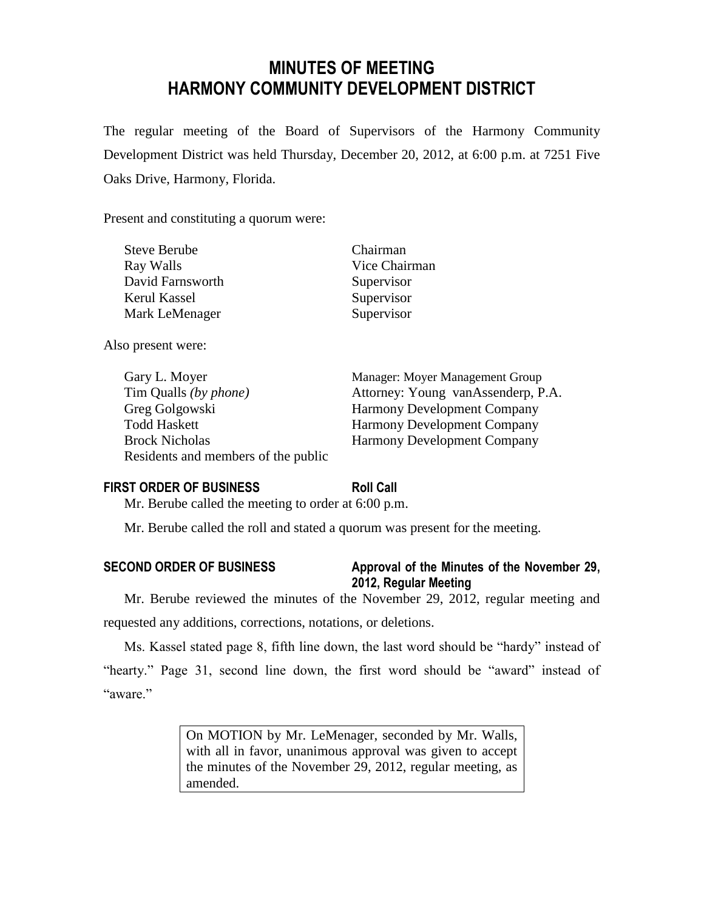# MINUTES OF MEETING
# HARMONY COMMUNITY DEVELOPMENT DISTRICT

The regular meeting of the Board of Supervisors of the Harmony Community Development District was held Thursday, December 20, 2012, at 6:00 p.m. at 7251 Five Oaks Drive, Harmony, Florida.

Present and constituting a quorum were:

| | |
|---|---|
| Steve Berube | Chairman |
| Ray Walls | Vice Chairman |
| David Farnsworth | Supervisor |
| Kerul Kassel | Supervisor |
| Mark LeMenager | Supervisor |

Also present were:

| | |
|---|---|
| Gary L. Moyer | Manager: Moyer Management Group |
| Tim Qualls *(by phone)* | Attorney: Young vanAssenderp, P.A. |
| Greg Golgowski | Harmony Development Company |
| Todd Haskett | Harmony Development Company |
| Brock Nicholas | Harmony Development Company |
| Residents and members of the public | |

**FIRST ORDER OF BUSINESS** **Roll Call**

Mr. Berube called the meeting to order at 6:00 p.m.

Mr. Berube called the roll and stated a quorum was present for the meeting.

**SECOND ORDER OF BUSINESS** **Approval of the Minutes of the November 29, 2012, Regular Meeting**

Mr. Berube reviewed the minutes of the November 29, 2012, regular meeting and requested any additions, corrections, notations, or deletions.

Ms. Kassel stated page 8, fifth line down, the last word should be "hardy" instead of "hearty." Page 31, second line down, the first word should be "award" instead of "aware."

> On MOTION by Mr. LeMenager, seconded by Mr. Walls, with all in favor, unanimous approval was given to accept the minutes of the November 29, 2012, regular meeting, as amended.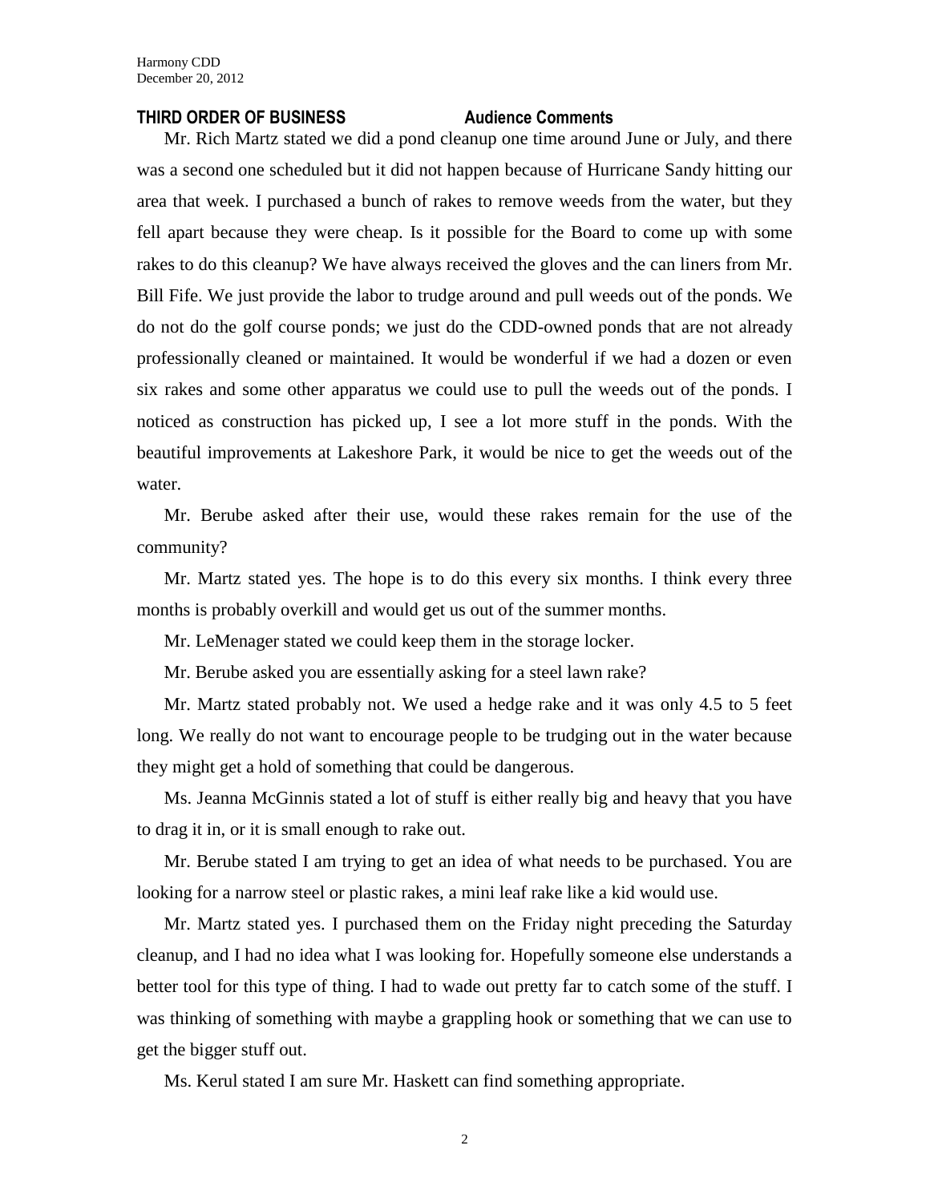**THIRD ORDER OF BUSINESS Audience Comments**

Mr. Rich Martz stated we did a pond cleanup one time around June or July, and there was a second one scheduled but it did not happen because of Hurricane Sandy hitting our area that week. I purchased a bunch of rakes to remove weeds from the water, but they fell apart because they were cheap. Is it possible for the Board to come up with some rakes to do this cleanup? We have always received the gloves and the can liners from Mr. Bill Fife. We just provide the labor to trudge around and pull weeds out of the ponds. We do not do the golf course ponds; we just do the CDD-owned ponds that are not already professionally cleaned or maintained. It would be wonderful if we had a dozen or even six rakes and some other apparatus we could use to pull the weeds out of the ponds. I noticed as construction has picked up, I see a lot more stuff in the ponds. With the beautiful improvements at Lakeshore Park, it would be nice to get the weeds out of the water.

Mr. Berube asked after their use, would these rakes remain for the use of the community?

Mr. Martz stated yes. The hope is to do this every six months. I think every three months is probably overkill and would get us out of the summer months.

Mr. LeMenager stated we could keep them in the storage locker.

Mr. Berube asked you are essentially asking for a steel lawn rake?

Mr. Martz stated probably not. We used a hedge rake and it was only 4.5 to 5 feet long. We really do not want to encourage people to be trudging out in the water because they might get a hold of something that could be dangerous.

Ms. Jeanna McGinnis stated a lot of stuff is either really big and heavy that you have to drag it in, or it is small enough to rake out.

Mr. Berube stated I am trying to get an idea of what needs to be purchased. You are looking for a narrow steel or plastic rakes, a mini leaf rake like a kid would use.

Mr. Martz stated yes. I purchased them on the Friday night preceding the Saturday cleanup, and I had no idea what I was looking for. Hopefully someone else understands a better tool for this type of thing. I had to wade out pretty far to catch some of the stuff. I was thinking of something with maybe a grappling hook or something that we can use to get the bigger stuff out.

Ms. Kerul stated I am sure Mr. Haskett can find something appropriate.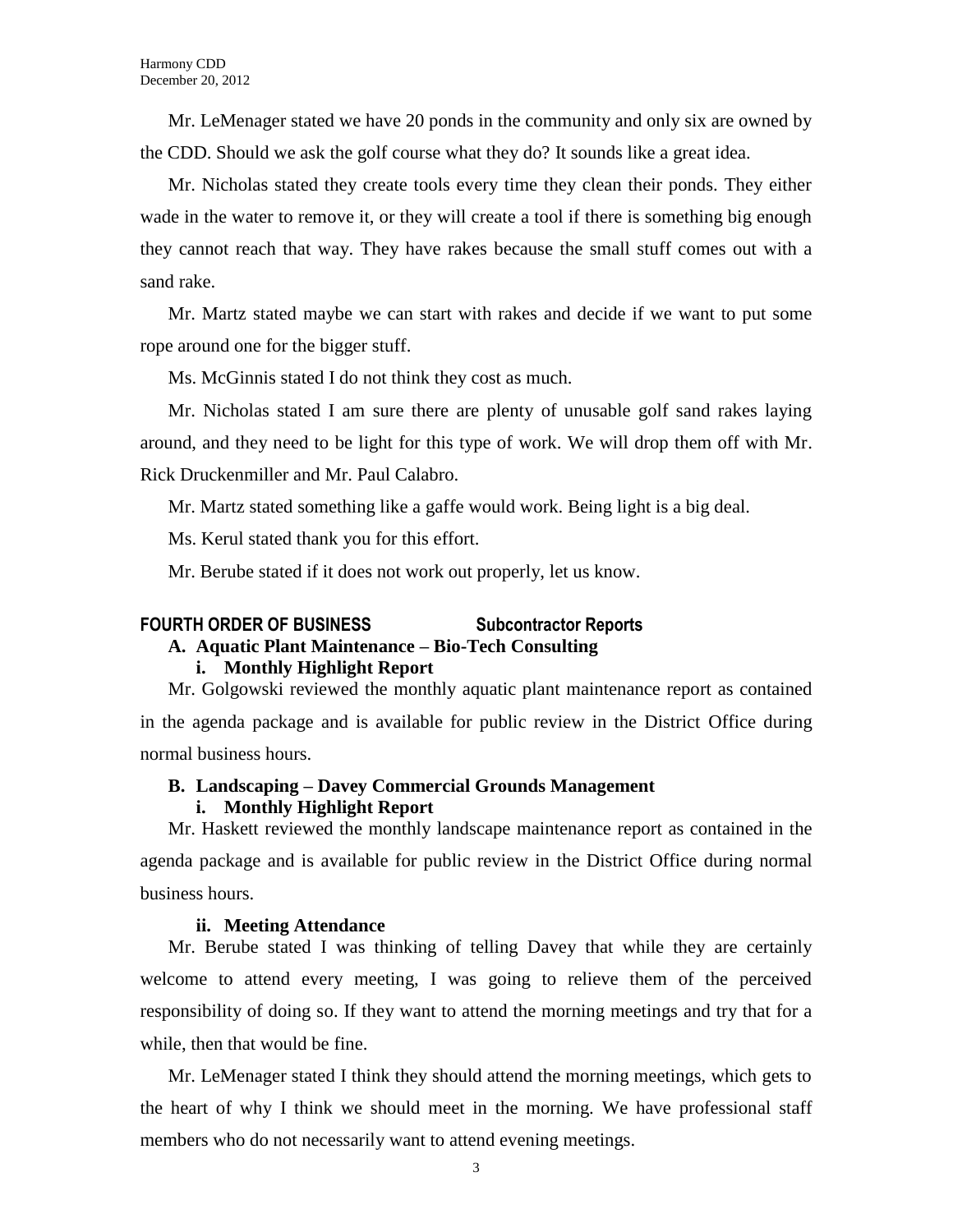Mr. LeMenager stated we have 20 ponds in the community and only six are owned by the CDD. Should we ask the golf course what they do? It sounds like a great idea.

Mr. Nicholas stated they create tools every time they clean their ponds. They either wade in the water to remove it, or they will create a tool if there is something big enough they cannot reach that way. They have rakes because the small stuff comes out with a sand rake.

Mr. Martz stated maybe we can start with rakes and decide if we want to put some rope around one for the bigger stuff.

Ms. McGinnis stated I do not think they cost as much.

Mr. Nicholas stated I am sure there are plenty of unusable golf sand rakes laying around, and they need to be light for this type of work. We will drop them off with Mr. Rick Druckenmiller and Mr. Paul Calabro.

Mr. Martz stated something like a gaffe would work. Being light is a big deal.

Ms. Kerul stated thank you for this effort.

Mr. Berube stated if it does not work out properly, let us know.

## FOURTH ORDER OF BUSINESS Subcontractor Reports

### A. Aquatic Plant Maintenance – Bio-Tech Consulting

#### i. Monthly Highlight Report

Mr. Golgowski reviewed the monthly aquatic plant maintenance report as contained in the agenda package and is available for public review in the District Office during normal business hours.

### B. Landscaping – Davey Commercial Grounds Management

#### i. Monthly Highlight Report

Mr. Haskett reviewed the monthly landscape maintenance report as contained in the agenda package and is available for public review in the District Office during normal business hours.

#### ii. Meeting Attendance

Mr. Berube stated I was thinking of telling Davey that while they are certainly welcome to attend every meeting, I was going to relieve them of the perceived responsibility of doing so. If they want to attend the morning meetings and try that for a while, then that would be fine.

Mr. LeMenager stated I think they should attend the morning meetings, which gets to the heart of why I think we should meet in the morning. We have professional staff members who do not necessarily want to attend evening meetings.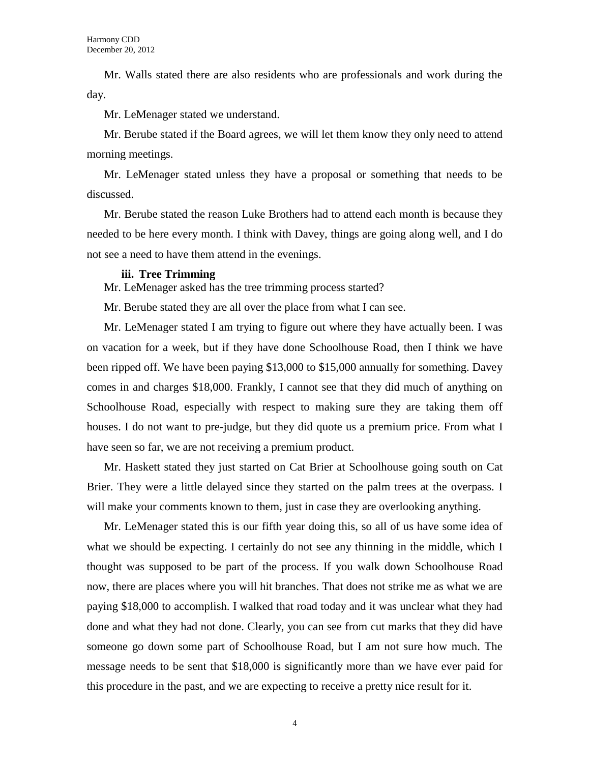Mr. Walls stated there are also residents who are professionals and work during the day.

Mr. LeMenager stated we understand.

Mr. Berube stated if the Board agrees, we will let them know they only need to attend morning meetings.

Mr. LeMenager stated unless they have a proposal or something that needs to be discussed.

Mr. Berube stated the reason Luke Brothers had to attend each month is because they needed to be here every month. I think with Davey, things are going along well, and I do not see a need to have them attend in the evenings.

**iii. Tree Trimming**

Mr. LeMenager asked has the tree trimming process started?

Mr. Berube stated they are all over the place from what I can see.

Mr. LeMenager stated I am trying to figure out where they have actually been. I was on vacation for a week, but if they have done Schoolhouse Road, then I think we have been ripped off. We have been paying $13,000 to $15,000 annually for something. Davey comes in and charges $18,000. Frankly, I cannot see that they did much of anything on Schoolhouse Road, especially with respect to making sure they are taking them off houses. I do not want to pre-judge, but they did quote us a premium price. From what I have seen so far, we are not receiving a premium product.

Mr. Haskett stated they just started on Cat Brier at Schoolhouse going south on Cat Brier. They were a little delayed since they started on the palm trees at the overpass. I will make your comments known to them, just in case they are overlooking anything.

Mr. LeMenager stated this is our fifth year doing this, so all of us have some idea of what we should be expecting. I certainly do not see any thinning in the middle, which I thought was supposed to be part of the process. If you walk down Schoolhouse Road now, there are places where you will hit branches. That does not strike me as what we are paying $18,000 to accomplish. I walked that road today and it was unclear what they had done and what they had not done. Clearly, you can see from cut marks that they did have someone go down some part of Schoolhouse Road, but I am not sure how much. The message needs to be sent that $18,000 is significantly more than we have ever paid for this procedure in the past, and we are expecting to receive a pretty nice result for it.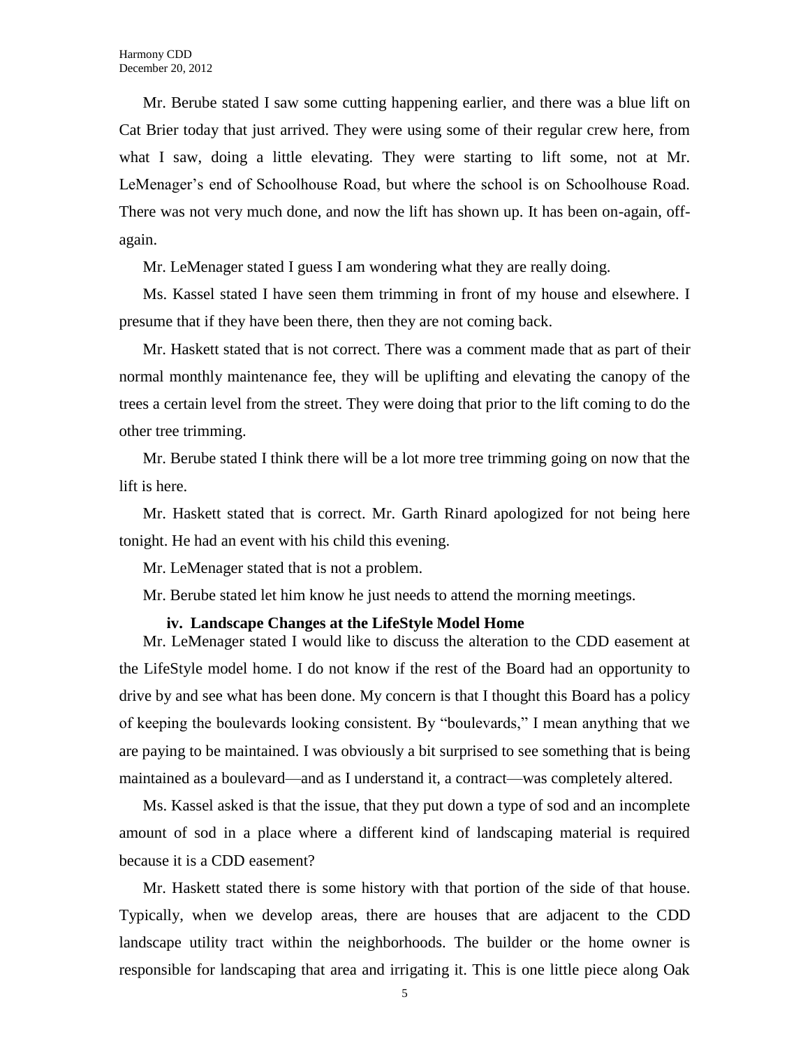Mr. Berube stated I saw some cutting happening earlier, and there was a blue lift on Cat Brier today that just arrived. They were using some of their regular crew here, from what I saw, doing a little elevating. They were starting to lift some, not at Mr. LeMenager's end of Schoolhouse Road, but where the school is on Schoolhouse Road. There was not very much done, and now the lift has shown up. It has been on-again, off-again.

Mr. LeMenager stated I guess I am wondering what they are really doing.

Ms. Kassel stated I have seen them trimming in front of my house and elsewhere. I presume that if they have been there, then they are not coming back.

Mr. Haskett stated that is not correct. There was a comment made that as part of their normal monthly maintenance fee, they will be uplifting and elevating the canopy of the trees a certain level from the street. They were doing that prior to the lift coming to do the other tree trimming.

Mr. Berube stated I think there will be a lot more tree trimming going on now that the lift is here.

Mr. Haskett stated that is correct. Mr. Garth Rinard apologized for not being here tonight. He had an event with his child this evening.

Mr. LeMenager stated that is not a problem.

Mr. Berube stated let him know he just needs to attend the morning meetings.

**iv. Landscape Changes at the LifeStyle Model Home**

Mr. LeMenager stated I would like to discuss the alteration to the CDD easement at the LifeStyle model home. I do not know if the rest of the Board had an opportunity to drive by and see what has been done. My concern is that I thought this Board has a policy of keeping the boulevards looking consistent. By "boulevards," I mean anything that we are paying to be maintained. I was obviously a bit surprised to see something that is being maintained as a boulevard—and as I understand it, a contract—was completely altered.

Ms. Kassel asked is that the issue, that they put down a type of sod and an incomplete amount of sod in a place where a different kind of landscaping material is required because it is a CDD easement?

Mr. Haskett stated there is some history with that portion of the side of that house. Typically, when we develop areas, there are houses that are adjacent to the CDD landscape utility tract within the neighborhoods. The builder or the home owner is responsible for landscaping that area and irrigating it. This is one little piece along Oak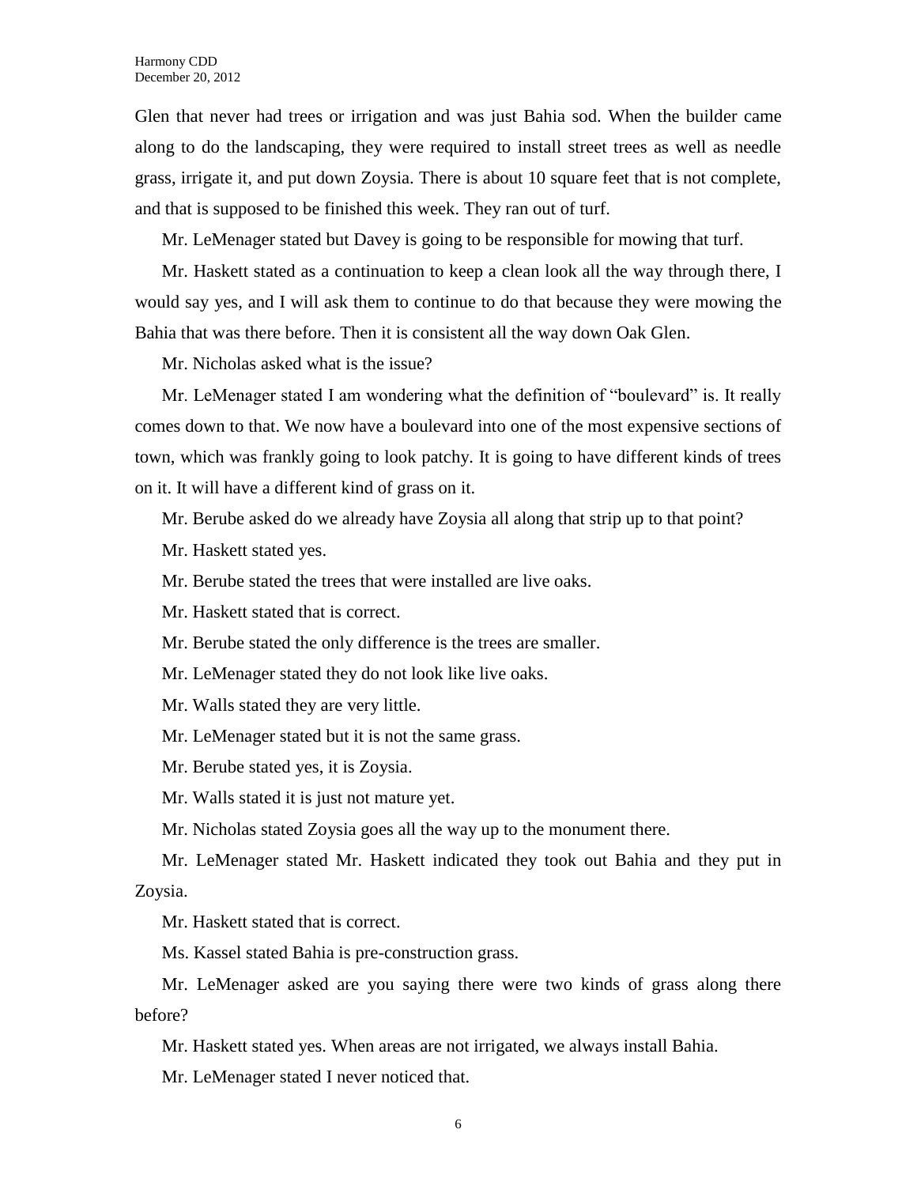Glen that never had trees or irrigation and was just Bahia sod. When the builder came along to do the landscaping, they were required to install street trees as well as needle grass, irrigate it, and put down Zoysia. There is about 10 square feet that is not complete, and that is supposed to be finished this week. They ran out of turf.

Mr. LeMenager stated but Davey is going to be responsible for mowing that turf.

Mr. Haskett stated as a continuation to keep a clean look all the way through there, I would say yes, and I will ask them to continue to do that because they were mowing the Bahia that was there before. Then it is consistent all the way down Oak Glen.

Mr. Nicholas asked what is the issue?

Mr. LeMenager stated I am wondering what the definition of "boulevard" is. It really comes down to that. We now have a boulevard into one of the most expensive sections of town, which was frankly going to look patchy. It is going to have different kinds of trees on it. It will have a different kind of grass on it.

Mr. Berube asked do we already have Zoysia all along that strip up to that point?

Mr. Haskett stated yes.

Mr. Berube stated the trees that were installed are live oaks.

Mr. Haskett stated that is correct.

Mr. Berube stated the only difference is the trees are smaller.

Mr. LeMenager stated they do not look like live oaks.

Mr. Walls stated they are very little.

Mr. LeMenager stated but it is not the same grass.

Mr. Berube stated yes, it is Zoysia.

Mr. Walls stated it is just not mature yet.

Mr. Nicholas stated Zoysia goes all the way up to the monument there.

Mr. LeMenager stated Mr. Haskett indicated they took out Bahia and they put in Zoysia.

Mr. Haskett stated that is correct.

Ms. Kassel stated Bahia is pre-construction grass.

Mr. LeMenager asked are you saying there were two kinds of grass along there before?

Mr. Haskett stated yes. When areas are not irrigated, we always install Bahia.

Mr. LeMenager stated I never noticed that.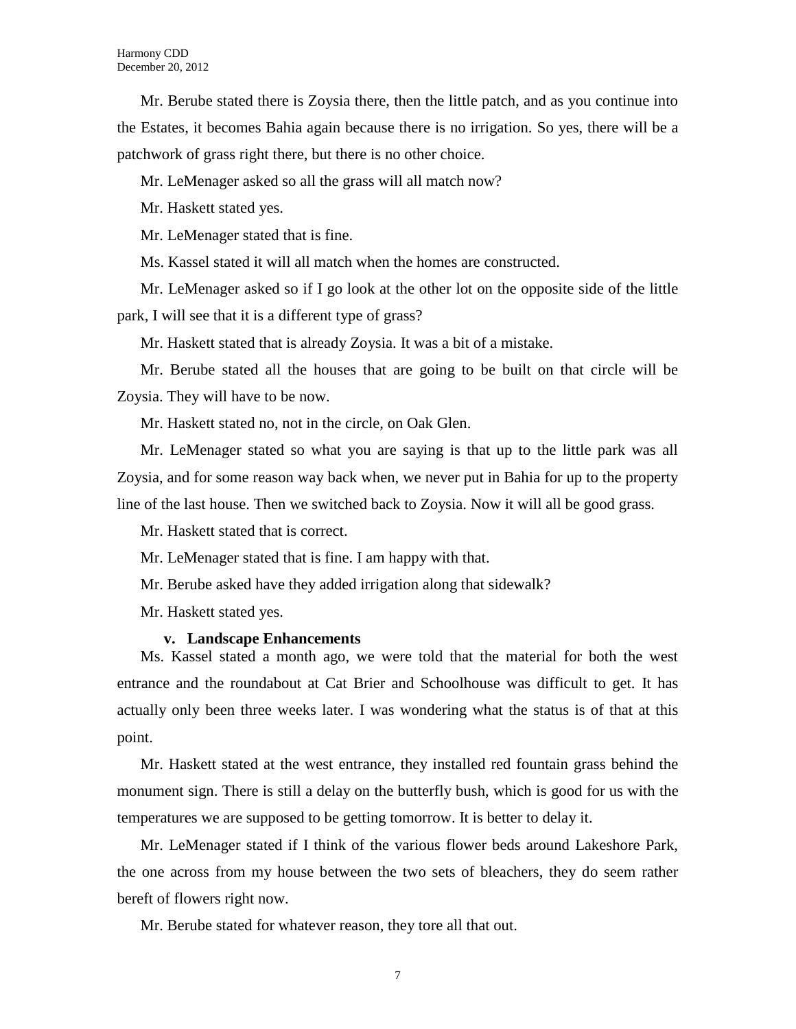Mr. Berube stated there is Zoysia there, then the little patch, and as you continue into the Estates, it becomes Bahia again because there is no irrigation. So yes, there will be a patchwork of grass right there, but there is no other choice.

Mr. LeMenager asked so all the grass will all match now?

Mr. Haskett stated yes.

Mr. LeMenager stated that is fine.

Ms. Kassel stated it will all match when the homes are constructed.

Mr. LeMenager asked so if I go look at the other lot on the opposite side of the little park, I will see that it is a different type of grass?

Mr. Haskett stated that is already Zoysia. It was a bit of a mistake.

Mr. Berube stated all the houses that are going to be built on that circle will be Zoysia. They will have to be now.

Mr. Haskett stated no, not in the circle, on Oak Glen.

Mr. LeMenager stated so what you are saying is that up to the little park was all Zoysia, and for some reason way back when, we never put in Bahia for up to the property line of the last house. Then we switched back to Zoysia. Now it will all be good grass.

Mr. Haskett stated that is correct.

Mr. LeMenager stated that is fine. I am happy with that.

Mr. Berube asked have they added irrigation along that sidewalk?

Mr. Haskett stated yes.

**v. Landscape Enhancements**

Ms. Kassel stated a month ago, we were told that the material for both the west entrance and the roundabout at Cat Brier and Schoolhouse was difficult to get. It has actually only been three weeks later. I was wondering what the status is of that at this point.

Mr. Haskett stated at the west entrance, they installed red fountain grass behind the monument sign. There is still a delay on the butterfly bush, which is good for us with the temperatures we are supposed to be getting tomorrow. It is better to delay it.

Mr. LeMenager stated if I think of the various flower beds around Lakeshore Park, the one across from my house between the two sets of bleachers, they do seem rather bereft of flowers right now.

Mr. Berube stated for whatever reason, they tore all that out.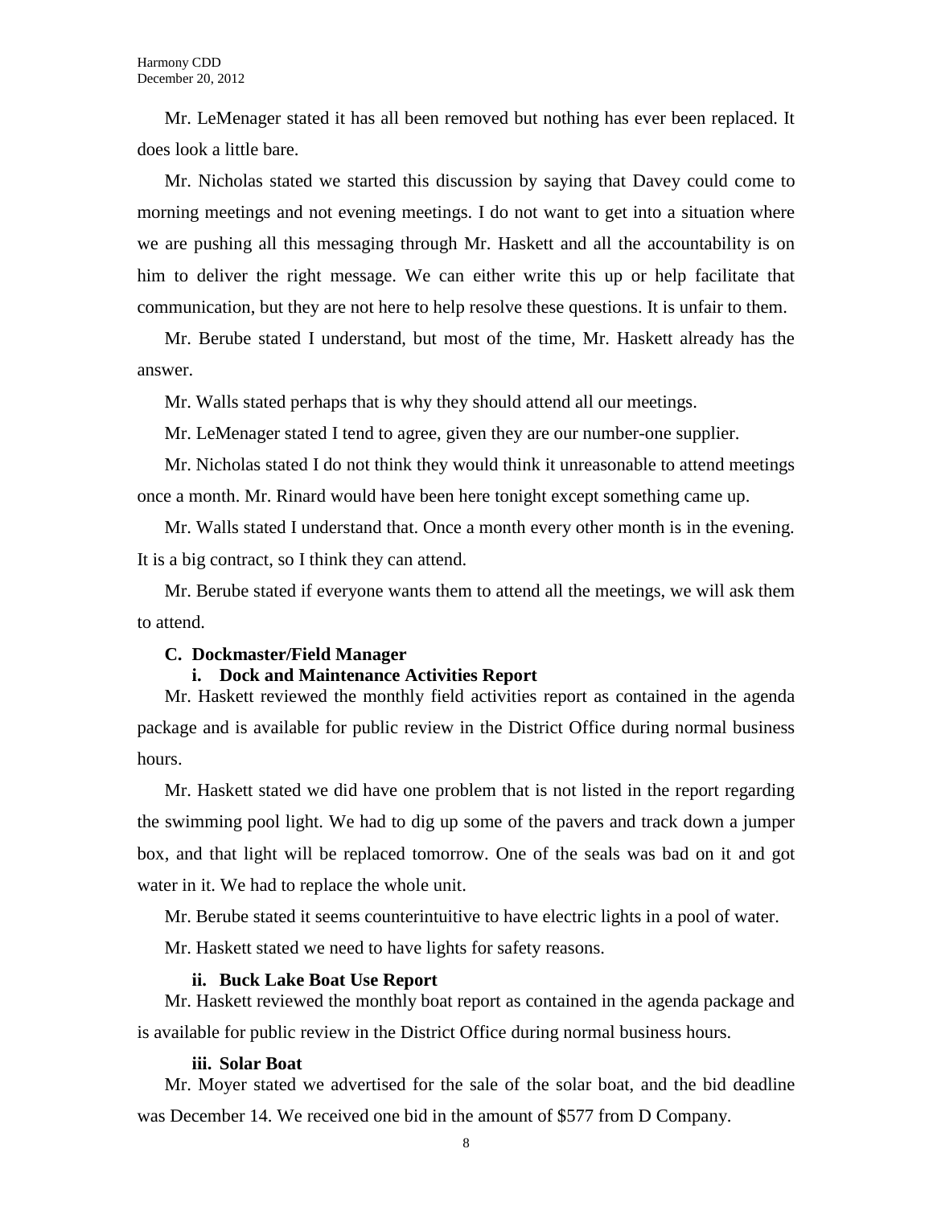Mr. LeMenager stated it has all been removed but nothing has ever been replaced. It does look a little bare.

Mr. Nicholas stated we started this discussion by saying that Davey could come to morning meetings and not evening meetings. I do not want to get into a situation where we are pushing all this messaging through Mr. Haskett and all the accountability is on him to deliver the right message. We can either write this up or help facilitate that communication, but they are not here to help resolve these questions. It is unfair to them.

Mr. Berube stated I understand, but most of the time, Mr. Haskett already has the answer.

Mr. Walls stated perhaps that is why they should attend all our meetings.

Mr. LeMenager stated I tend to agree, given they are our number-one supplier.

Mr. Nicholas stated I do not think they would think it unreasonable to attend meetings once a month. Mr. Rinard would have been here tonight except something came up.

Mr. Walls stated I understand that. Once a month every other month is in the evening. It is a big contract, so I think they can attend.

Mr. Berube stated if everyone wants them to attend all the meetings, we will ask them to attend.

**C. Dockmaster/Field Manager**

**i. Dock and Maintenance Activities Report**

Mr. Haskett reviewed the monthly field activities report as contained in the agenda package and is available for public review in the District Office during normal business hours.

Mr. Haskett stated we did have one problem that is not listed in the report regarding the swimming pool light. We had to dig up some of the pavers and track down a jumper box, and that light will be replaced tomorrow. One of the seals was bad on it and got water in it. We had to replace the whole unit.

Mr. Berube stated it seems counterintuitive to have electric lights in a pool of water.

Mr. Haskett stated we need to have lights for safety reasons.

**ii. Buck Lake Boat Use Report**

Mr. Haskett reviewed the monthly boat report as contained in the agenda package and is available for public review in the District Office during normal business hours.

**iii. Solar Boat**

Mr. Moyer stated we advertised for the sale of the solar boat, and the bid deadline was December 14. We received one bid in the amount of $577 from D Company.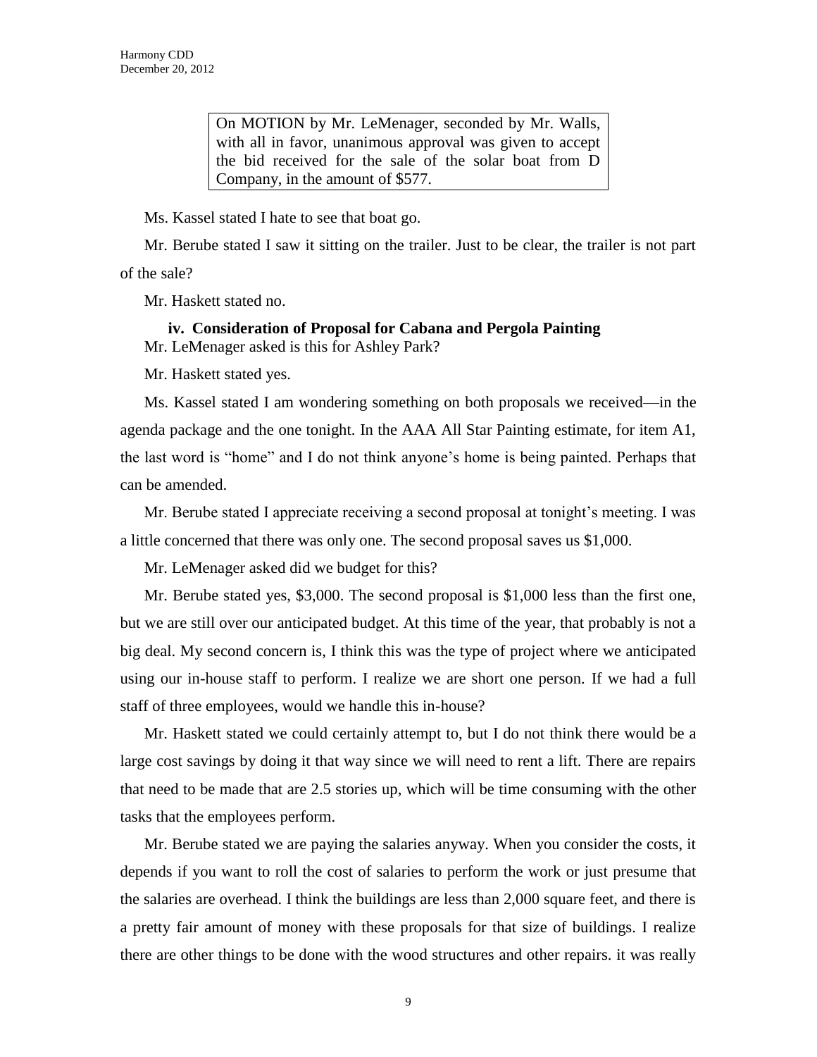On MOTION by Mr. LeMenager, seconded by Mr. Walls, with all in favor, unanimous approval was given to accept the bid received for the sale of the solar boat from D Company, in the amount of $577.

Ms. Kassel stated I hate to see that boat go.

Mr. Berube stated I saw it sitting on the trailer. Just to be clear, the trailer is not part of the sale?

Mr. Haskett stated no.

**iv. Consideration of Proposal for Cabana and Pergola Painting**

Mr. LeMenager asked is this for Ashley Park?

Mr. Haskett stated yes.

Ms. Kassel stated I am wondering something on both proposals we received—in the agenda package and the one tonight. In the AAA All Star Painting estimate, for item A1, the last word is "home" and I do not think anyone's home is being painted. Perhaps that can be amended.

Mr. Berube stated I appreciate receiving a second proposal at tonight's meeting. I was a little concerned that there was only one. The second proposal saves us $1,000.

Mr. LeMenager asked did we budget for this?

Mr. Berube stated yes, $3,000. The second proposal is $1,000 less than the first one, but we are still over our anticipated budget. At this time of the year, that probably is not a big deal. My second concern is, I think this was the type of project where we anticipated using our in-house staff to perform. I realize we are short one person. If we had a full staff of three employees, would we handle this in-house?

Mr. Haskett stated we could certainly attempt to, but I do not think there would be a large cost savings by doing it that way since we will need to rent a lift. There are repairs that need to be made that are 2.5 stories up, which will be time consuming with the other tasks that the employees perform.

Mr. Berube stated we are paying the salaries anyway. When you consider the costs, it depends if you want to roll the cost of salaries to perform the work or just presume that the salaries are overhead. I think the buildings are less than 2,000 square feet, and there is a pretty fair amount of money with these proposals for that size of buildings. I realize there are other things to be done with the wood structures and other repairs. it was really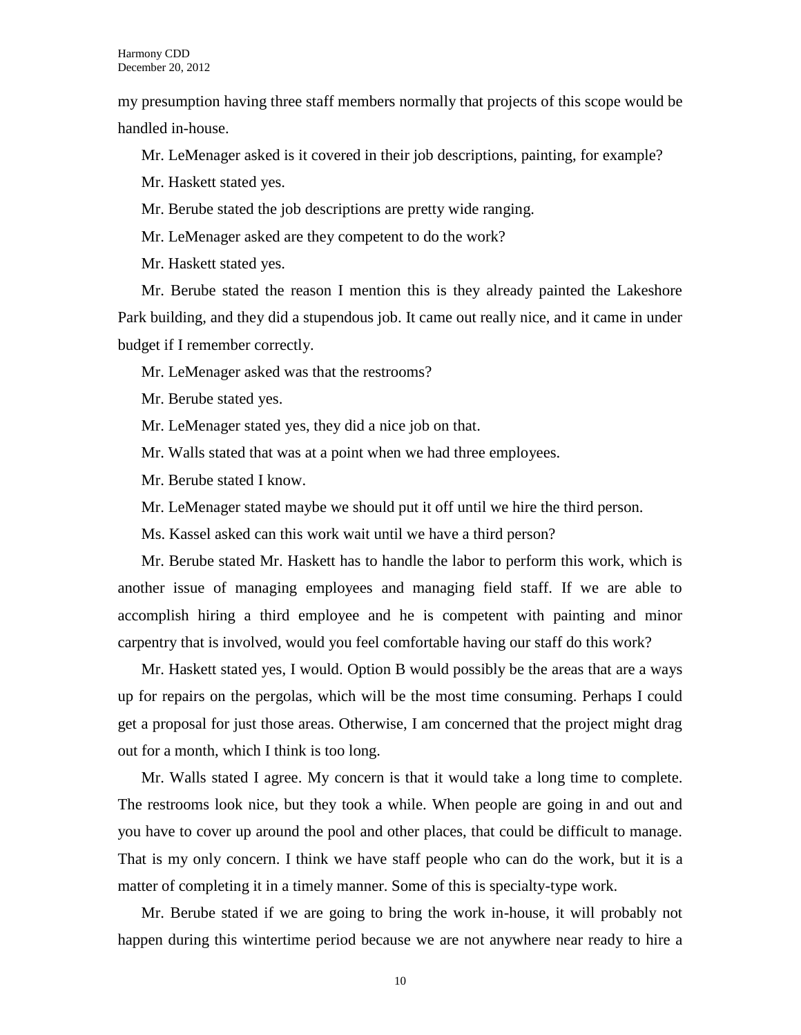my presumption having three staff members normally that projects of this scope would be handled in-house.

Mr. LeMenager asked is it covered in their job descriptions, painting, for example?

Mr. Haskett stated yes.

Mr. Berube stated the job descriptions are pretty wide ranging.

Mr. LeMenager asked are they competent to do the work?

Mr. Haskett stated yes.

Mr. Berube stated the reason I mention this is they already painted the Lakeshore Park building, and they did a stupendous job. It came out really nice, and it came in under budget if I remember correctly.

Mr. LeMenager asked was that the restrooms?

Mr. Berube stated yes.

Mr. LeMenager stated yes, they did a nice job on that.

Mr. Walls stated that was at a point when we had three employees.

Mr. Berube stated I know.

Mr. LeMenager stated maybe we should put it off until we hire the third person.

Ms. Kassel asked can this work wait until we have a third person?

Mr. Berube stated Mr. Haskett has to handle the labor to perform this work, which is another issue of managing employees and managing field staff. If we are able to accomplish hiring a third employee and he is competent with painting and minor carpentry that is involved, would you feel comfortable having our staff do this work?

Mr. Haskett stated yes, I would. Option B would possibly be the areas that are a ways up for repairs on the pergolas, which will be the most time consuming. Perhaps I could get a proposal for just those areas. Otherwise, I am concerned that the project might drag out for a month, which I think is too long.

Mr. Walls stated I agree. My concern is that it would take a long time to complete. The restrooms look nice, but they took a while. When people are going in and out and you have to cover up around the pool and other places, that could be difficult to manage. That is my only concern. I think we have staff people who can do the work, but it is a matter of completing it in a timely manner. Some of this is specialty-type work.

Mr. Berube stated if we are going to bring the work in-house, it will probably not happen during this wintertime period because we are not anywhere near ready to hire a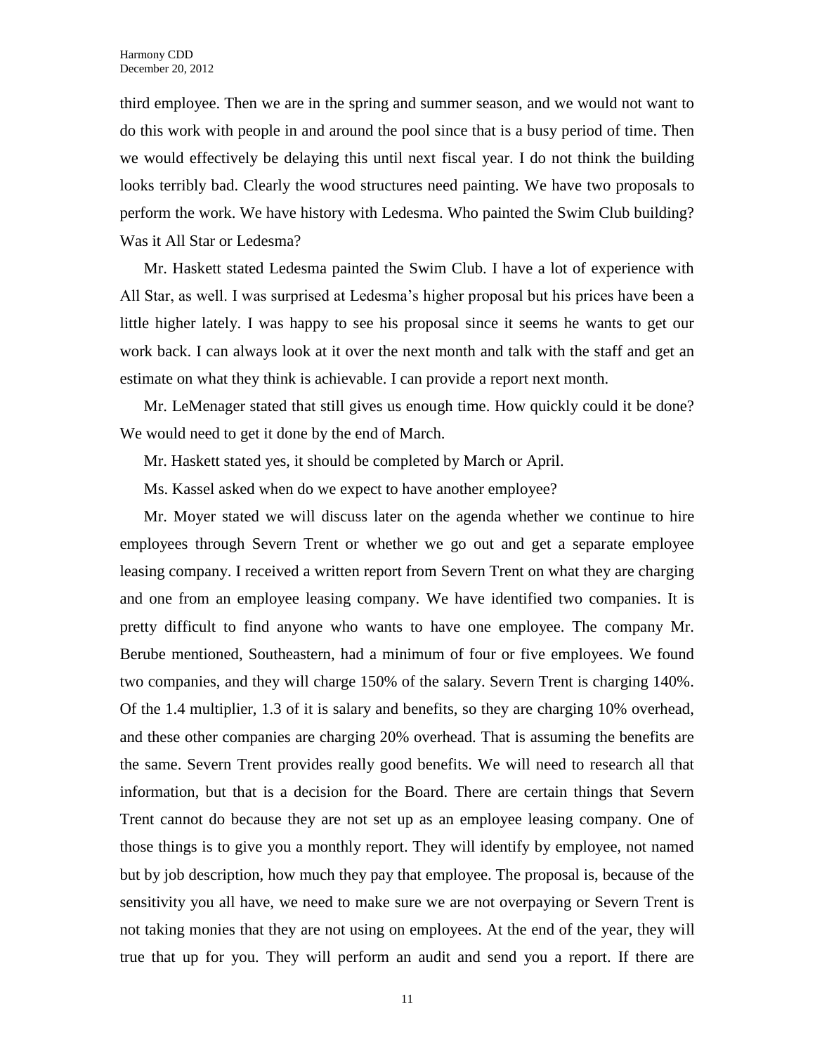third employee. Then we are in the spring and summer season, and we would not want to do this work with people in and around the pool since that is a busy period of time. Then we would effectively be delaying this until next fiscal year. I do not think the building looks terribly bad. Clearly the wood structures need painting. We have two proposals to perform the work. We have history with Ledesma. Who painted the Swim Club building? Was it All Star or Ledesma?

Mr. Haskett stated Ledesma painted the Swim Club. I have a lot of experience with All Star, as well. I was surprised at Ledesma's higher proposal but his prices have been a little higher lately. I was happy to see his proposal since it seems he wants to get our work back. I can always look at it over the next month and talk with the staff and get an estimate on what they think is achievable. I can provide a report next month.

Mr. LeMenager stated that still gives us enough time. How quickly could it be done? We would need to get it done by the end of March.

Mr. Haskett stated yes, it should be completed by March or April.

Ms. Kassel asked when do we expect to have another employee?

Mr. Moyer stated we will discuss later on the agenda whether we continue to hire employees through Severn Trent or whether we go out and get a separate employee leasing company. I received a written report from Severn Trent on what they are charging and one from an employee leasing company. We have identified two companies. It is pretty difficult to find anyone who wants to have one employee. The company Mr. Berube mentioned, Southeastern, had a minimum of four or five employees. We found two companies, and they will charge 150% of the salary. Severn Trent is charging 140%. Of the 1.4 multiplier, 1.3 of it is salary and benefits, so they are charging 10% overhead, and these other companies are charging 20% overhead. That is assuming the benefits are the same. Severn Trent provides really good benefits. We will need to research all that information, but that is a decision for the Board. There are certain things that Severn Trent cannot do because they are not set up as an employee leasing company. One of those things is to give you a monthly report. They will identify by employee, not named but by job description, how much they pay that employee. The proposal is, because of the sensitivity you all have, we need to make sure we are not overpaying or Severn Trent is not taking monies that they are not using on employees. At the end of the year, they will true that up for you. They will perform an audit and send you a report. If there are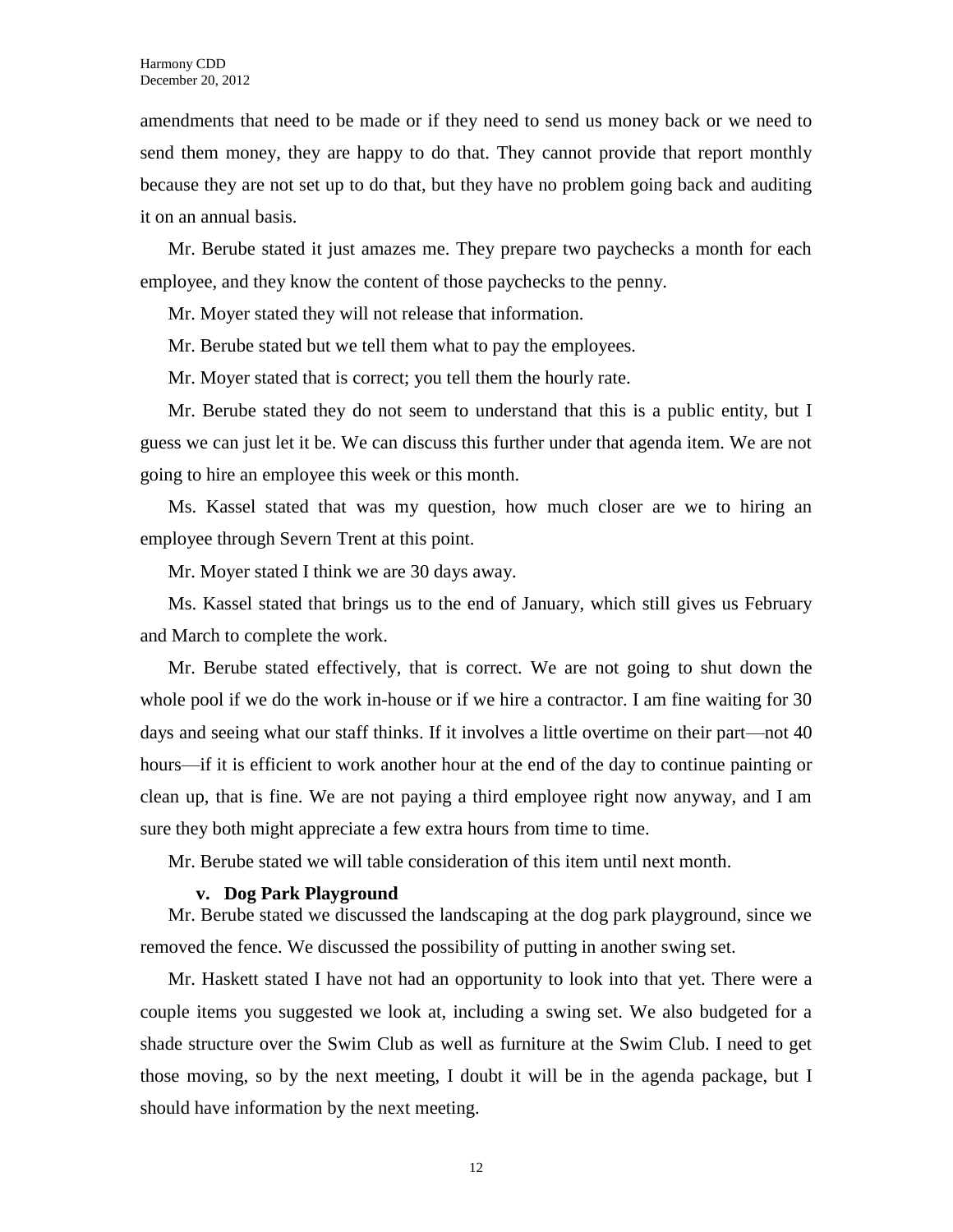amendments that need to be made or if they need to send us money back or we need to send them money, they are happy to do that. They cannot provide that report monthly because they are not set up to do that, but they have no problem going back and auditing it on an annual basis.

Mr. Berube stated it just amazes me. They prepare two paychecks a month for each employee, and they know the content of those paychecks to the penny.

Mr. Moyer stated they will not release that information.

Mr. Berube stated but we tell them what to pay the employees.

Mr. Moyer stated that is correct; you tell them the hourly rate.

Mr. Berube stated they do not seem to understand that this is a public entity, but I guess we can just let it be. We can discuss this further under that agenda item. We are not going to hire an employee this week or this month.

Ms. Kassel stated that was my question, how much closer are we to hiring an employee through Severn Trent at this point.

Mr. Moyer stated I think we are 30 days away.

Ms. Kassel stated that brings us to the end of January, which still gives us February and March to complete the work.

Mr. Berube stated effectively, that is correct. We are not going to shut down the whole pool if we do the work in-house or if we hire a contractor. I am fine waiting for 30 days and seeing what our staff thinks. If it involves a little overtime on their part—not 40 hours—if it is efficient to work another hour at the end of the day to continue painting or clean up, that is fine. We are not paying a third employee right now anyway, and I am sure they both might appreciate a few extra hours from time to time.

Mr. Berube stated we will table consideration of this item until next month.

**v. Dog Park Playground**

Mr. Berube stated we discussed the landscaping at the dog park playground, since we removed the fence. We discussed the possibility of putting in another swing set.

Mr. Haskett stated I have not had an opportunity to look into that yet. There were a couple items you suggested we look at, including a swing set. We also budgeted for a shade structure over the Swim Club as well as furniture at the Swim Club. I need to get those moving, so by the next meeting, I doubt it will be in the agenda package, but I should have information by the next meeting.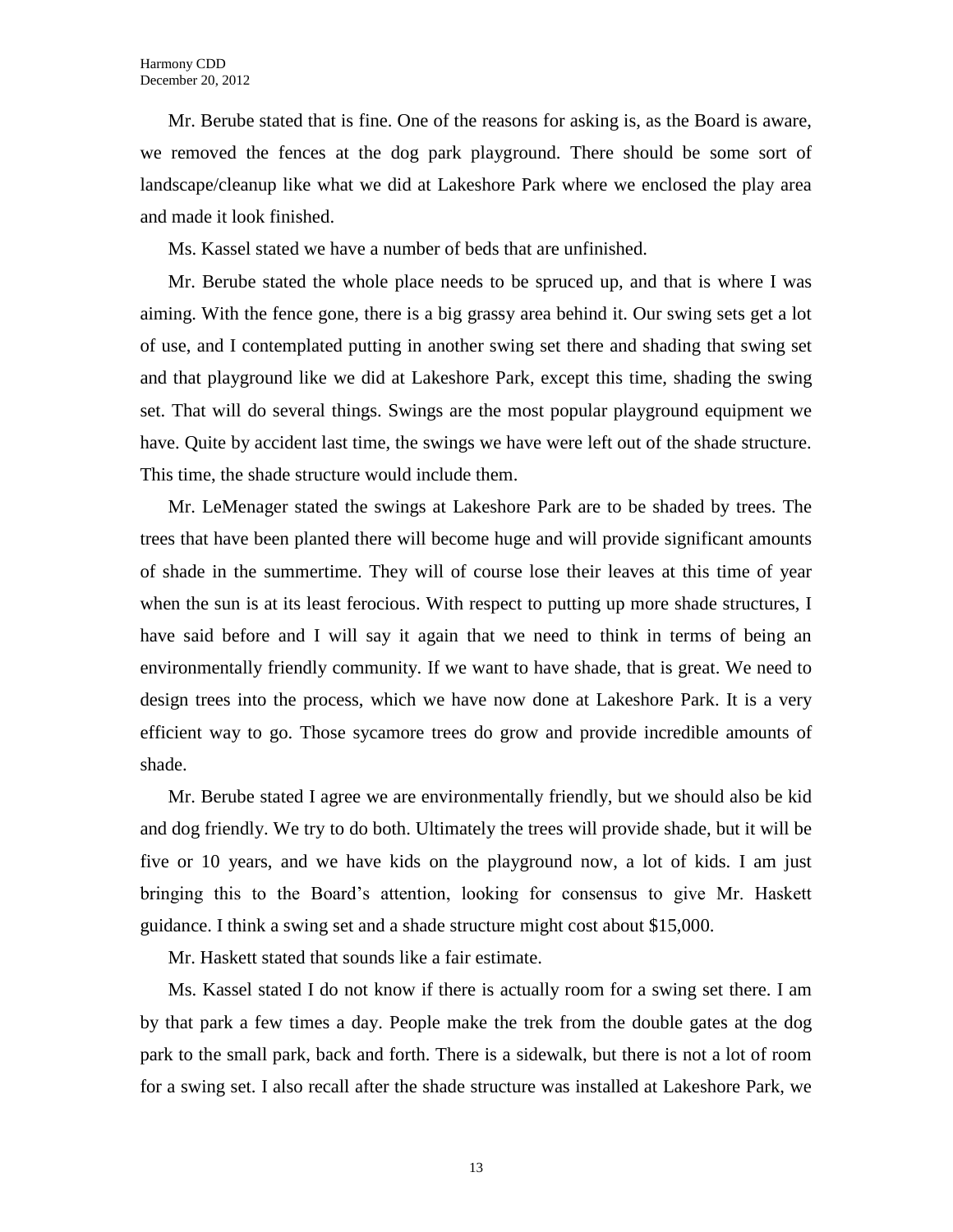Mr. Berube stated that is fine. One of the reasons for asking is, as the Board is aware, we removed the fences at the dog park playground. There should be some sort of landscape/cleanup like what we did at Lakeshore Park where we enclosed the play area and made it look finished.

Ms. Kassel stated we have a number of beds that are unfinished.

Mr. Berube stated the whole place needs to be spruced up, and that is where I was aiming. With the fence gone, there is a big grassy area behind it. Our swing sets get a lot of use, and I contemplated putting in another swing set there and shading that swing set and that playground like we did at Lakeshore Park, except this time, shading the swing set. That will do several things. Swings are the most popular playground equipment we have. Quite by accident last time, the swings we have were left out of the shade structure. This time, the shade structure would include them.

Mr. LeMenager stated the swings at Lakeshore Park are to be shaded by trees. The trees that have been planted there will become huge and will provide significant amounts of shade in the summertime. They will of course lose their leaves at this time of year when the sun is at its least ferocious. With respect to putting up more shade structures, I have said before and I will say it again that we need to think in terms of being an environmentally friendly community. If we want to have shade, that is great. We need to design trees into the process, which we have now done at Lakeshore Park. It is a very efficient way to go. Those sycamore trees do grow and provide incredible amounts of shade.

Mr. Berube stated I agree we are environmentally friendly, but we should also be kid and dog friendly. We try to do both. Ultimately the trees will provide shade, but it will be five or 10 years, and we have kids on the playground now, a lot of kids. I am just bringing this to the Board's attention, looking for consensus to give Mr. Haskett guidance. I think a swing set and a shade structure might cost about $15,000.

Mr. Haskett stated that sounds like a fair estimate.

Ms. Kassel stated I do not know if there is actually room for a swing set there. I am by that park a few times a day. People make the trek from the double gates at the dog park to the small park, back and forth. There is a sidewalk, but there is not a lot of room for a swing set. I also recall after the shade structure was installed at Lakeshore Park, we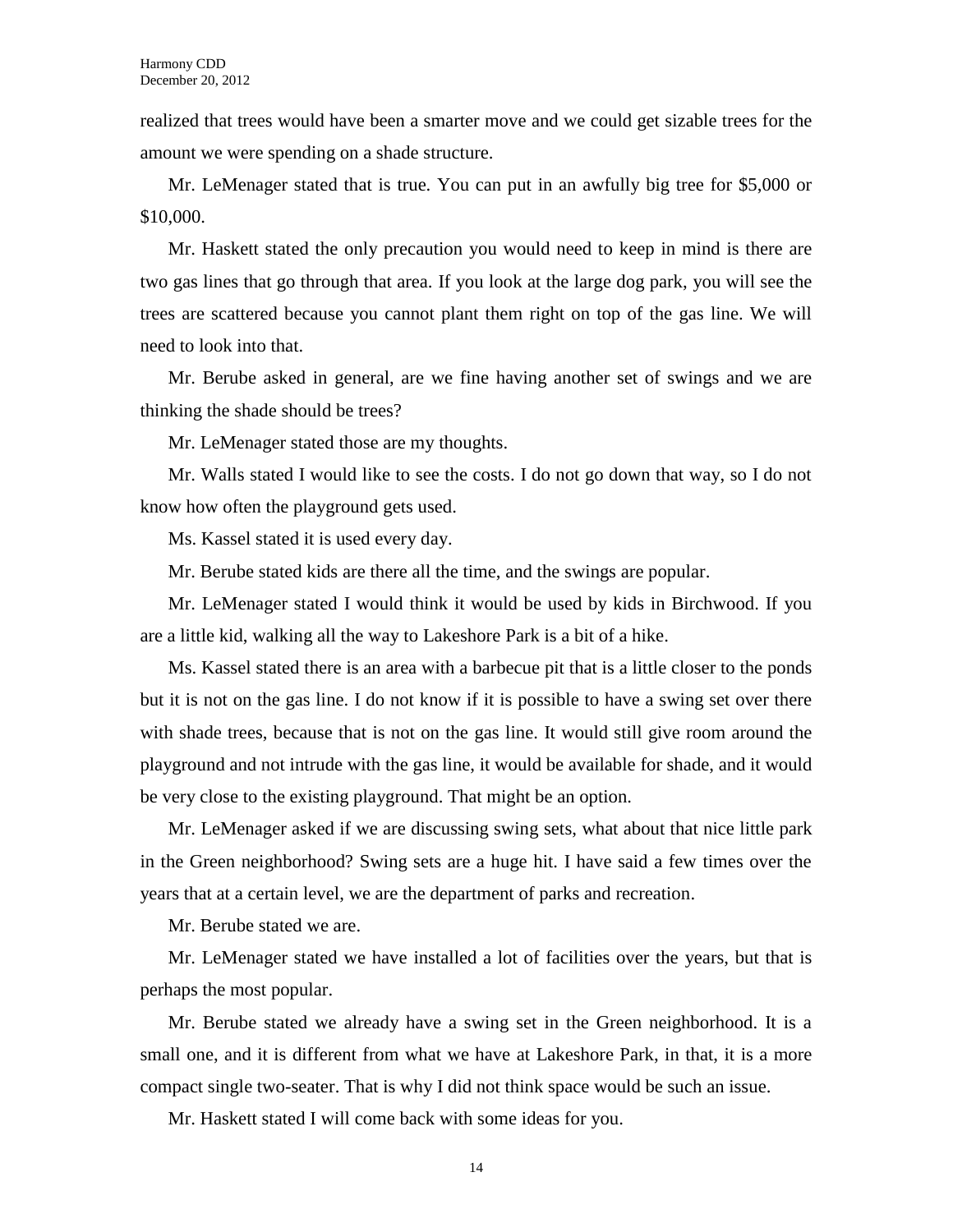realized that trees would have been a smarter move and we could get sizable trees for the amount we were spending on a shade structure.

Mr. LeMenager stated that is true. You can put in an awfully big tree for $5,000 or $10,000.

Mr. Haskett stated the only precaution you would need to keep in mind is there are two gas lines that go through that area. If you look at the large dog park, you will see the trees are scattered because you cannot plant them right on top of the gas line. We will need to look into that.

Mr. Berube asked in general, are we fine having another set of swings and we are thinking the shade should be trees?

Mr. LeMenager stated those are my thoughts.

Mr. Walls stated I would like to see the costs. I do not go down that way, so I do not know how often the playground gets used.

Ms. Kassel stated it is used every day.

Mr. Berube stated kids are there all the time, and the swings are popular.

Mr. LeMenager stated I would think it would be used by kids in Birchwood. If you are a little kid, walking all the way to Lakeshore Park is a bit of a hike.

Ms. Kassel stated there is an area with a barbecue pit that is a little closer to the ponds but it is not on the gas line. I do not know if it is possible to have a swing set over there with shade trees, because that is not on the gas line. It would still give room around the playground and not intrude with the gas line, it would be available for shade, and it would be very close to the existing playground. That might be an option.

Mr. LeMenager asked if we are discussing swing sets, what about that nice little park in the Green neighborhood? Swing sets are a huge hit. I have said a few times over the years that at a certain level, we are the department of parks and recreation.

Mr. Berube stated we are.

Mr. LeMenager stated we have installed a lot of facilities over the years, but that is perhaps the most popular.

Mr. Berube stated we already have a swing set in the Green neighborhood. It is a small one, and it is different from what we have at Lakeshore Park, in that, it is a more compact single two-seater. That is why I did not think space would be such an issue.

Mr. Haskett stated I will come back with some ideas for you.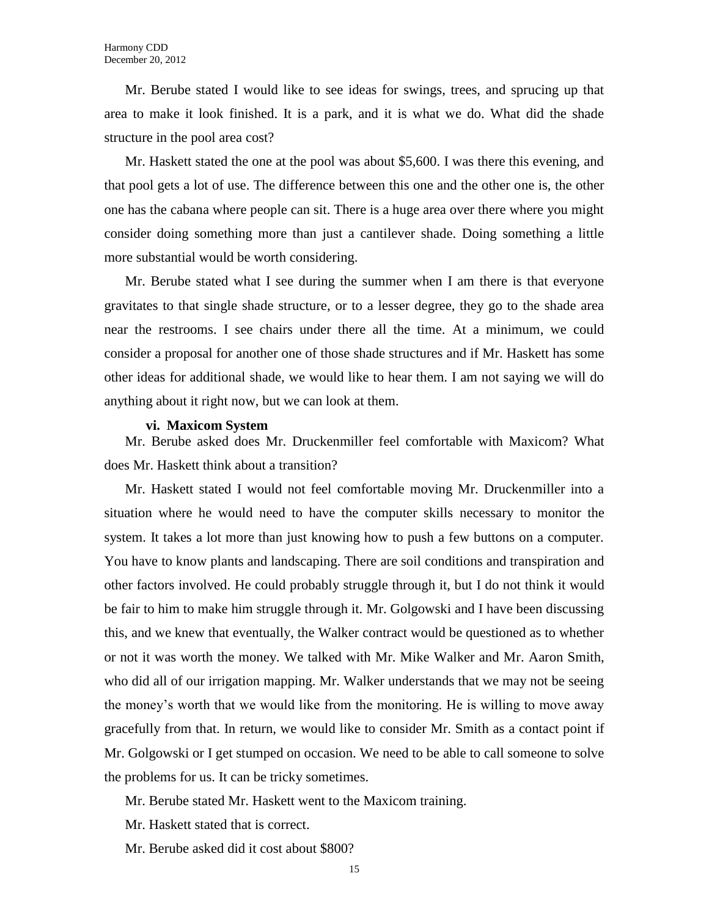Mr. Berube stated I would like to see ideas for swings, trees, and sprucing up that area to make it look finished. It is a park, and it is what we do. What did the shade structure in the pool area cost?

Mr. Haskett stated the one at the pool was about $5,600. I was there this evening, and that pool gets a lot of use. The difference between this one and the other one is, the other one has the cabana where people can sit. There is a huge area over there where you might consider doing something more than just a cantilever shade. Doing something a little more substantial would be worth considering.

Mr. Berube stated what I see during the summer when I am there is that everyone gravitates to that single shade structure, or to a lesser degree, they go to the shade area near the restrooms. I see chairs under there all the time. At a minimum, we could consider a proposal for another one of those shade structures and if Mr. Haskett has some other ideas for additional shade, we would like to hear them. I am not saying we will do anything about it right now, but we can look at them.

**vi. Maxicom System**

Mr. Berube asked does Mr. Druckenmiller feel comfortable with Maxicom? What does Mr. Haskett think about a transition?

Mr. Haskett stated I would not feel comfortable moving Mr. Druckenmiller into a situation where he would need to have the computer skills necessary to monitor the system. It takes a lot more than just knowing how to push a few buttons on a computer. You have to know plants and landscaping. There are soil conditions and transpiration and other factors involved. He could probably struggle through it, but I do not think it would be fair to him to make him struggle through it. Mr. Golgowski and I have been discussing this, and we knew that eventually, the Walker contract would be questioned as to whether or not it was worth the money. We talked with Mr. Mike Walker and Mr. Aaron Smith, who did all of our irrigation mapping. Mr. Walker understands that we may not be seeing the money's worth that we would like from the monitoring. He is willing to move away gracefully from that. In return, we would like to consider Mr. Smith as a contact point if Mr. Golgowski or I get stumped on occasion. We need to be able to call someone to solve the problems for us. It can be tricky sometimes.

Mr. Berube stated Mr. Haskett went to the Maxicom training.

Mr. Haskett stated that is correct.

Mr. Berube asked did it cost about $800?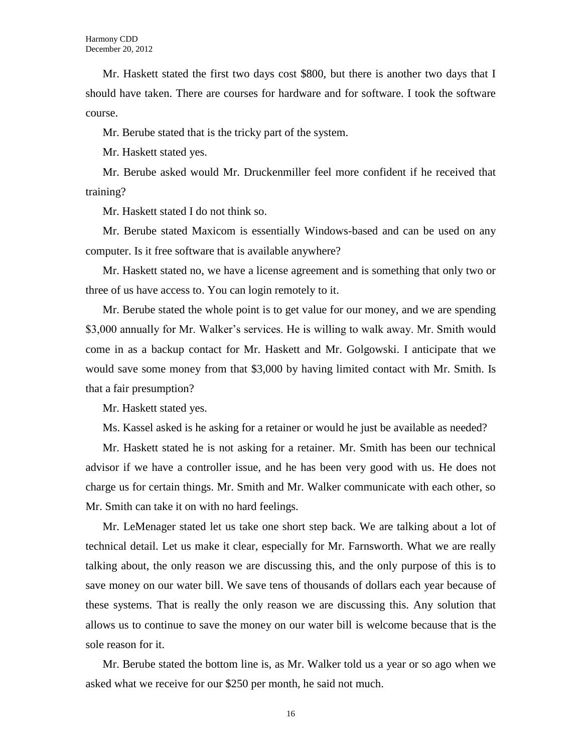Mr. Haskett stated the first two days cost $800, but there is another two days that I should have taken. There are courses for hardware and for software. I took the software course.

Mr. Berube stated that is the tricky part of the system.

Mr. Haskett stated yes.

Mr. Berube asked would Mr. Druckenmiller feel more confident if he received that training?

Mr. Haskett stated I do not think so.

Mr. Berube stated Maxicom is essentially Windows-based and can be used on any computer. Is it free software that is available anywhere?

Mr. Haskett stated no, we have a license agreement and is something that only two or three of us have access to. You can login remotely to it.

Mr. Berube stated the whole point is to get value for our money, and we are spending $3,000 annually for Mr. Walker's services. He is willing to walk away. Mr. Smith would come in as a backup contact for Mr. Haskett and Mr. Golgowski. I anticipate that we would save some money from that $3,000 by having limited contact with Mr. Smith. Is that a fair presumption?

Mr. Haskett stated yes.

Ms. Kassel asked is he asking for a retainer or would he just be available as needed?

Mr. Haskett stated he is not asking for a retainer. Mr. Smith has been our technical advisor if we have a controller issue, and he has been very good with us. He does not charge us for certain things. Mr. Smith and Mr. Walker communicate with each other, so Mr. Smith can take it on with no hard feelings.

Mr. LeMenager stated let us take one short step back. We are talking about a lot of technical detail. Let us make it clear, especially for Mr. Farnsworth. What we are really talking about, the only reason we are discussing this, and the only purpose of this is to save money on our water bill. We save tens of thousands of dollars each year because of these systems. That is really the only reason we are discussing this. Any solution that allows us to continue to save the money on our water bill is welcome because that is the sole reason for it.

Mr. Berube stated the bottom line is, as Mr. Walker told us a year or so ago when we asked what we receive for our $250 per month, he said not much.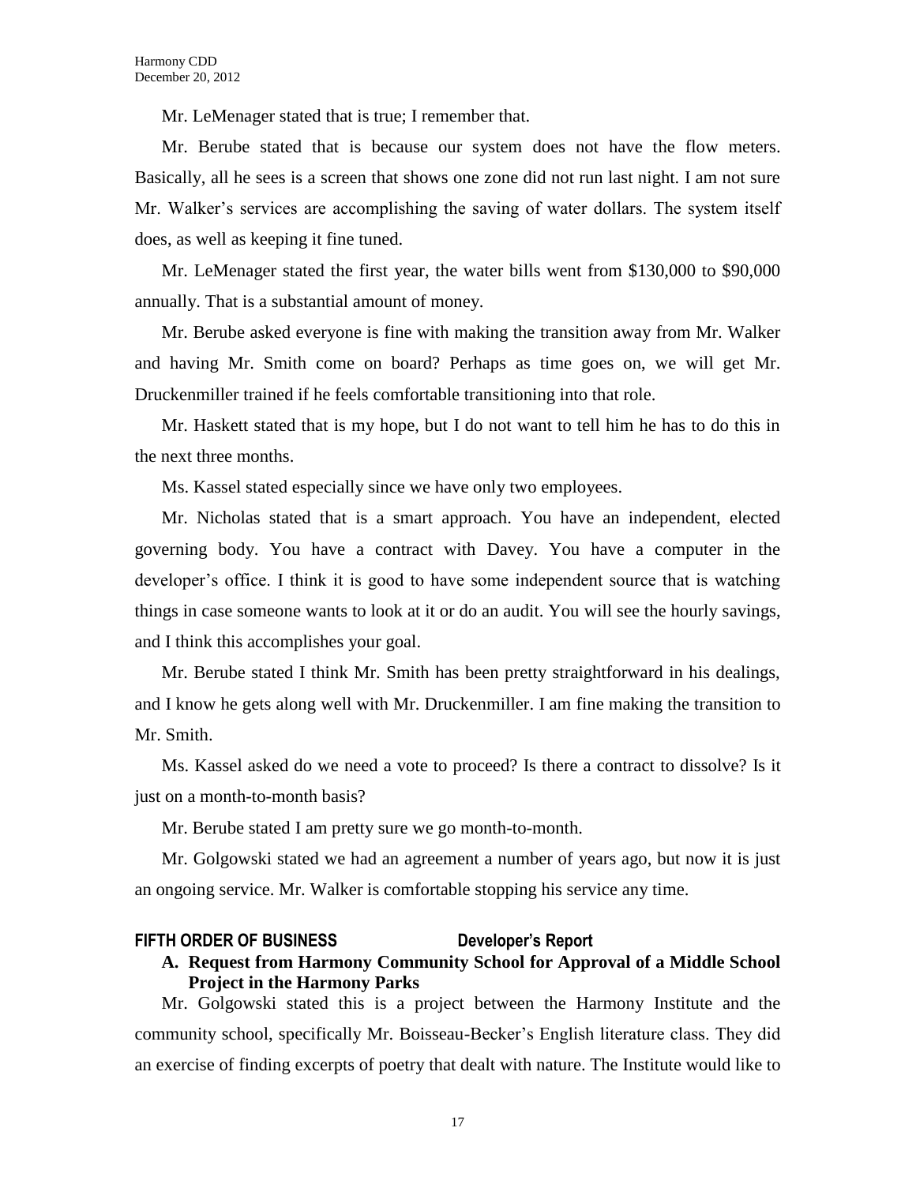Mr. LeMenager stated that is true; I remember that.

Mr. Berube stated that is because our system does not have the flow meters. Basically, all he sees is a screen that shows one zone did not run last night. I am not sure Mr. Walker's services are accomplishing the saving of water dollars. The system itself does, as well as keeping it fine tuned.

Mr. LeMenager stated the first year, the water bills went from $130,000 to $90,000 annually. That is a substantial amount of money.

Mr. Berube asked everyone is fine with making the transition away from Mr. Walker and having Mr. Smith come on board? Perhaps as time goes on, we will get Mr. Druckenmiller trained if he feels comfortable transitioning into that role.

Mr. Haskett stated that is my hope, but I do not want to tell him he has to do this in the next three months.

Ms. Kassel stated especially since we have only two employees.

Mr. Nicholas stated that is a smart approach. You have an independent, elected governing body. You have a contract with Davey. You have a computer in the developer's office. I think it is good to have some independent source that is watching things in case someone wants to look at it or do an audit. You will see the hourly savings, and I think this accomplishes your goal.

Mr. Berube stated I think Mr. Smith has been pretty straightforward in his dealings, and I know he gets along well with Mr. Druckenmiller. I am fine making the transition to Mr. Smith.

Ms. Kassel asked do we need a vote to proceed? Is there a contract to dissolve? Is it just on a month-to-month basis?

Mr. Berube stated I am pretty sure we go month-to-month.

Mr. Golgowski stated we had an agreement a number of years ago, but now it is just an ongoing service. Mr. Walker is comfortable stopping his service any time.

## FIFTH ORDER OF BUSINESS Developer's Report

### A. Request from Harmony Community School for Approval of a Middle School Project in the Harmony Parks

Mr. Golgowski stated this is a project between the Harmony Institute and the community school, specifically Mr. Boisseau-Becker's English literature class. They did an exercise of finding excerpts of poetry that dealt with nature. The Institute would like to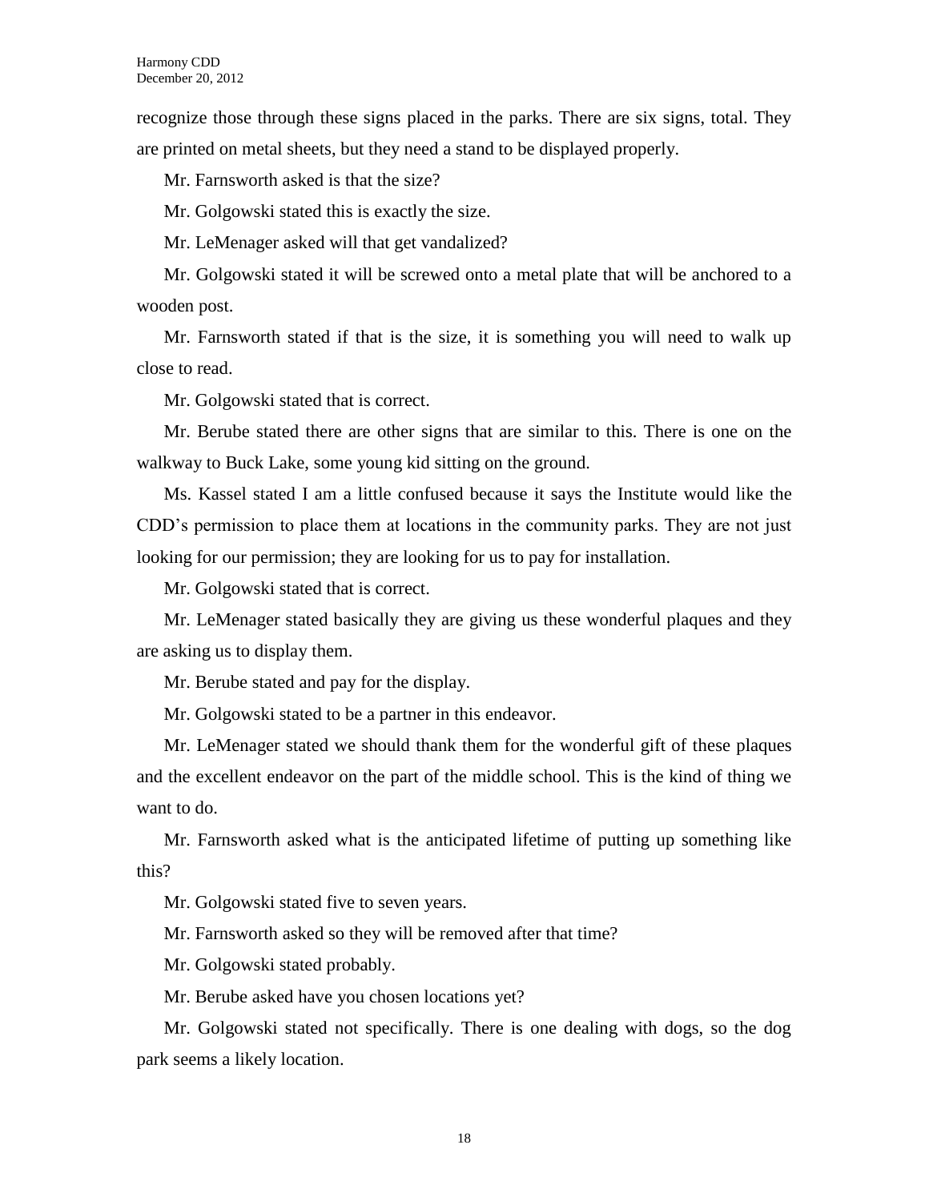recognize those through these signs placed in the parks. There are six signs, total. They are printed on metal sheets, but they need a stand to be displayed properly.

Mr. Farnsworth asked is that the size?

Mr. Golgowski stated this is exactly the size.

Mr. LeMenager asked will that get vandalized?

Mr. Golgowski stated it will be screwed onto a metal plate that will be anchored to a wooden post.

Mr. Farnsworth stated if that is the size, it is something you will need to walk up close to read.

Mr. Golgowski stated that is correct.

Mr. Berube stated there are other signs that are similar to this. There is one on the walkway to Buck Lake, some young kid sitting on the ground.

Ms. Kassel stated I am a little confused because it says the Institute would like the CDD's permission to place them at locations in the community parks. They are not just looking for our permission; they are looking for us to pay for installation.

Mr. Golgowski stated that is correct.

Mr. LeMenager stated basically they are giving us these wonderful plaques and they are asking us to display them.

Mr. Berube stated and pay for the display.

Mr. Golgowski stated to be a partner in this endeavor.

Mr. LeMenager stated we should thank them for the wonderful gift of these plaques and the excellent endeavor on the part of the middle school. This is the kind of thing we want to do.

Mr. Farnsworth asked what is the anticipated lifetime of putting up something like this?

Mr. Golgowski stated five to seven years.

Mr. Farnsworth asked so they will be removed after that time?

Mr. Golgowski stated probably.

Mr. Berube asked have you chosen locations yet?

Mr. Golgowski stated not specifically. There is one dealing with dogs, so the dog park seems a likely location.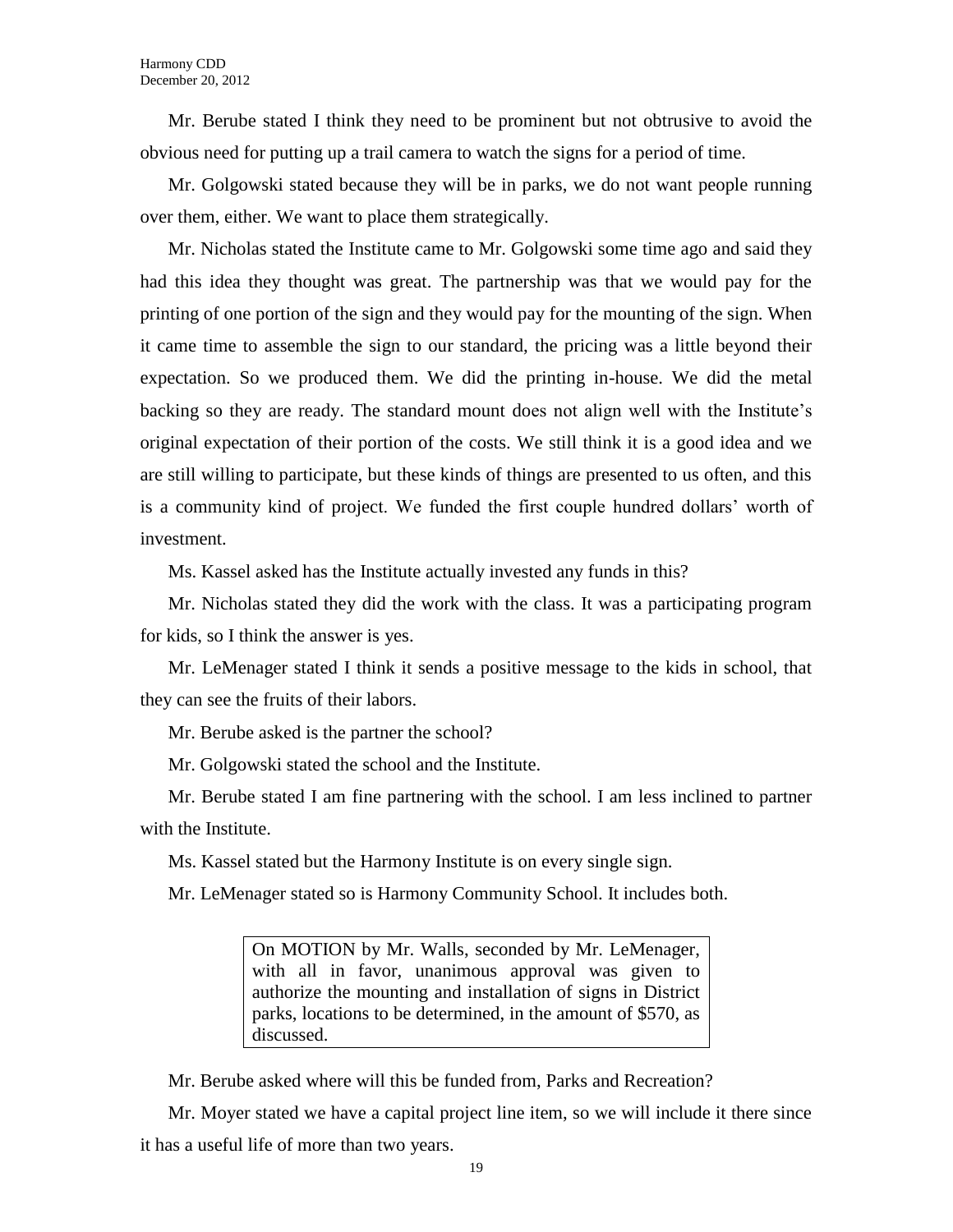Mr. Berube stated I think they need to be prominent but not obtrusive to avoid the obvious need for putting up a trail camera to watch the signs for a period of time.

Mr. Golgowski stated because they will be in parks, we do not want people running over them, either. We want to place them strategically.

Mr. Nicholas stated the Institute came to Mr. Golgowski some time ago and said they had this idea they thought was great. The partnership was that we would pay for the printing of one portion of the sign and they would pay for the mounting of the sign. When it came time to assemble the sign to our standard, the pricing was a little beyond their expectation. So we produced them. We did the printing in-house. We did the metal backing so they are ready. The standard mount does not align well with the Institute's original expectation of their portion of the costs. We still think it is a good idea and we are still willing to participate, but these kinds of things are presented to us often, and this is a community kind of project. We funded the first couple hundred dollars' worth of investment.

Ms. Kassel asked has the Institute actually invested any funds in this?

Mr. Nicholas stated they did the work with the class. It was a participating program for kids, so I think the answer is yes.

Mr. LeMenager stated I think it sends a positive message to the kids in school, that they can see the fruits of their labors.

Mr. Berube asked is the partner the school?

Mr. Golgowski stated the school and the Institute.

Mr. Berube stated I am fine partnering with the school. I am less inclined to partner with the Institute.

Ms. Kassel stated but the Harmony Institute is on every single sign.

Mr. LeMenager stated so is Harmony Community School. It includes both.

> On MOTION by Mr. Walls, seconded by Mr. LeMenager, with all in favor, unanimous approval was given to authorize the mounting and installation of signs in District parks, locations to be determined, in the amount of $570, as discussed.

Mr. Berube asked where will this be funded from, Parks and Recreation?

Mr. Moyer stated we have a capital project line item, so we will include it there since it has a useful life of more than two years.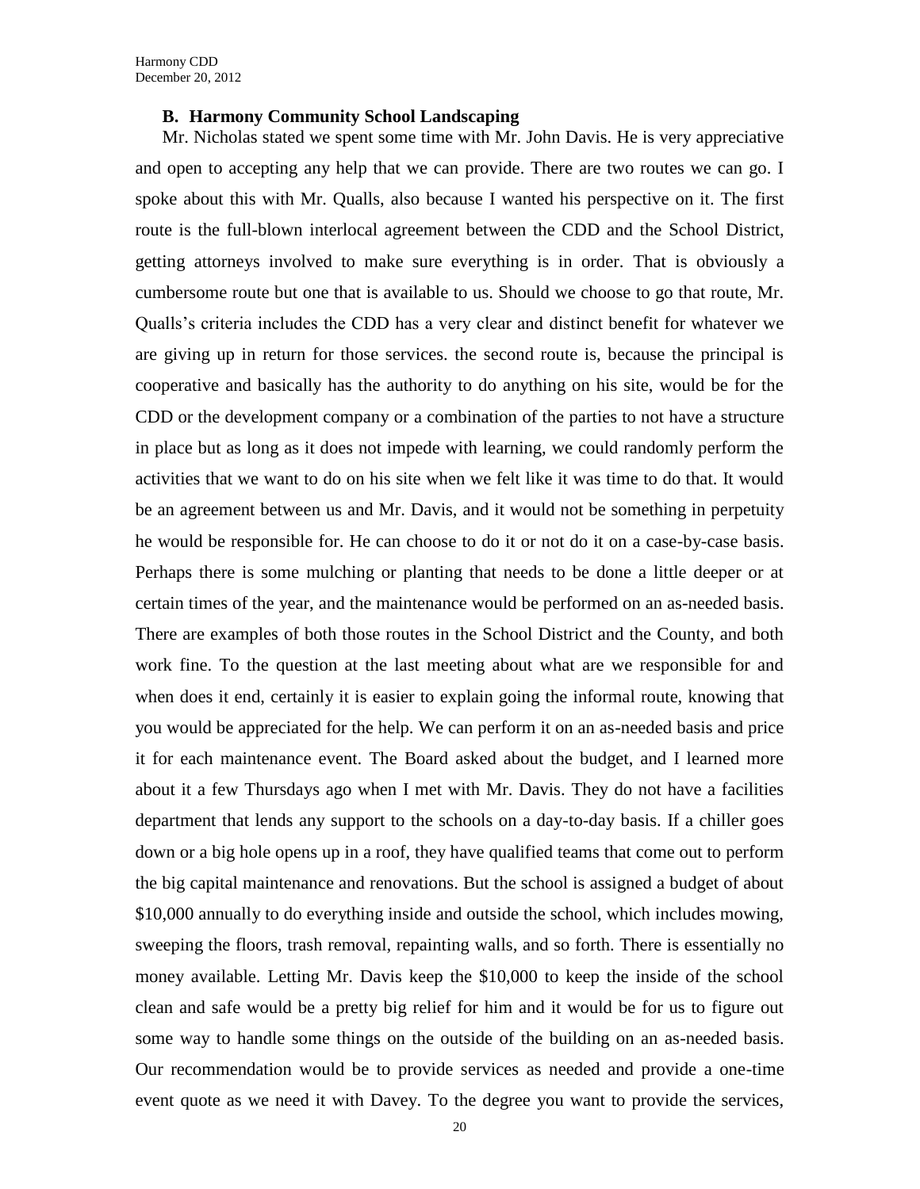### B. Harmony Community School Landscaping

Mr. Nicholas stated we spent some time with Mr. John Davis. He is very appreciative and open to accepting any help that we can provide. There are two routes we can go. I spoke about this with Mr. Qualls, also because I wanted his perspective on it. The first route is the full-blown interlocal agreement between the CDD and the School District, getting attorneys involved to make sure everything is in order. That is obviously a cumbersome route but one that is available to us. Should we choose to go that route, Mr. Qualls's criteria includes the CDD has a very clear and distinct benefit for whatever we are giving up in return for those services. the second route is, because the principal is cooperative and basically has the authority to do anything on his site, would be for the CDD or the development company or a combination of the parties to not have a structure in place but as long as it does not impede with learning, we could randomly perform the activities that we want to do on his site when we felt like it was time to do that. It would be an agreement between us and Mr. Davis, and it would not be something in perpetuity he would be responsible for. He can choose to do it or not do it on a case-by-case basis. Perhaps there is some mulching or planting that needs to be done a little deeper or at certain times of the year, and the maintenance would be performed on an as-needed basis. There are examples of both those routes in the School District and the County, and both work fine. To the question at the last meeting about what are we responsible for and when does it end, certainly it is easier to explain going the informal route, knowing that you would be appreciated for the help. We can perform it on an as-needed basis and price it for each maintenance event. The Board asked about the budget, and I learned more about it a few Thursdays ago when I met with Mr. Davis. They do not have a facilities department that lends any support to the schools on a day-to-day basis. If a chiller goes down or a big hole opens up in a roof, they have qualified teams that come out to perform the big capital maintenance and renovations. But the school is assigned a budget of about $10,000 annually to do everything inside and outside the school, which includes mowing, sweeping the floors, trash removal, repainting walls, and so forth. There is essentially no money available. Letting Mr. Davis keep the $10,000 to keep the inside of the school clean and safe would be a pretty big relief for him and it would be for us to figure out some way to handle some things on the outside of the building on an as-needed basis. Our recommendation would be to provide services as needed and provide a one-time event quote as we need it with Davey. To the degree you want to provide the services,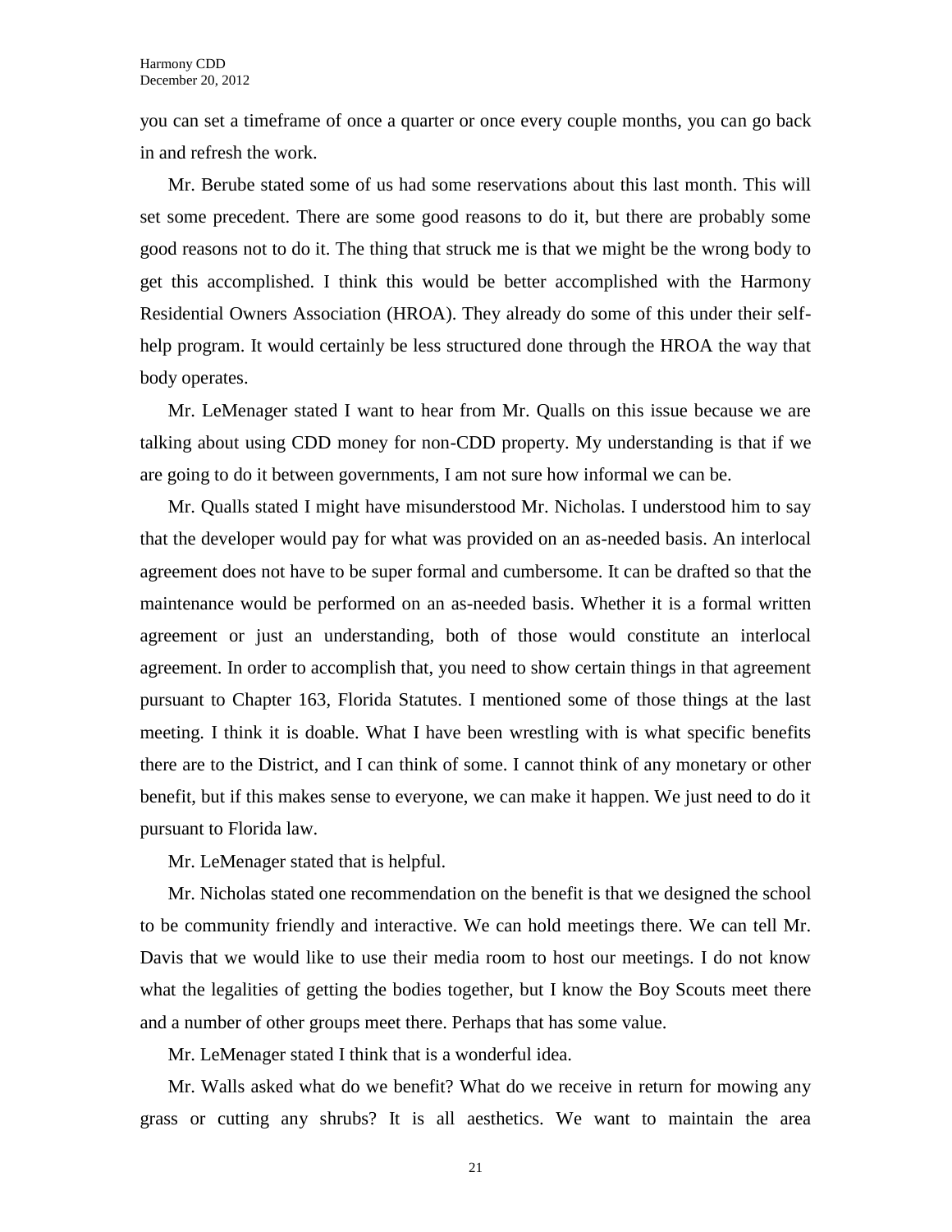you can set a timeframe of once a quarter or once every couple months, you can go back in and refresh the work.

Mr. Berube stated some of us had some reservations about this last month. This will set some precedent. There are some good reasons to do it, but there are probably some good reasons not to do it. The thing that struck me is that we might be the wrong body to get this accomplished. I think this would be better accomplished with the Harmony Residential Owners Association (HROA). They already do some of this under their self-help program. It would certainly be less structured done through the HROA the way that body operates.

Mr. LeMenager stated I want to hear from Mr. Qualls on this issue because we are talking about using CDD money for non-CDD property. My understanding is that if we are going to do it between governments, I am not sure how informal we can be.

Mr. Qualls stated I might have misunderstood Mr. Nicholas. I understood him to say that the developer would pay for what was provided on an as-needed basis. An interlocal agreement does not have to be super formal and cumbersome. It can be drafted so that the maintenance would be performed on an as-needed basis. Whether it is a formal written agreement or just an understanding, both of those would constitute an interlocal agreement. In order to accomplish that, you need to show certain things in that agreement pursuant to Chapter 163, Florida Statutes. I mentioned some of those things at the last meeting. I think it is doable. What I have been wrestling with is what specific benefits there are to the District, and I can think of some. I cannot think of any monetary or other benefit, but if this makes sense to everyone, we can make it happen. We just need to do it pursuant to Florida law.

Mr. LeMenager stated that is helpful.

Mr. Nicholas stated one recommendation on the benefit is that we designed the school to be community friendly and interactive. We can hold meetings there. We can tell Mr. Davis that we would like to use their media room to host our meetings. I do not know what the legalities of getting the bodies together, but I know the Boy Scouts meet there and a number of other groups meet there. Perhaps that has some value.

Mr. LeMenager stated I think that is a wonderful idea.

Mr. Walls asked what do we benefit? What do we receive in return for mowing any grass or cutting any shrubs? It is all aesthetics. We want to maintain the area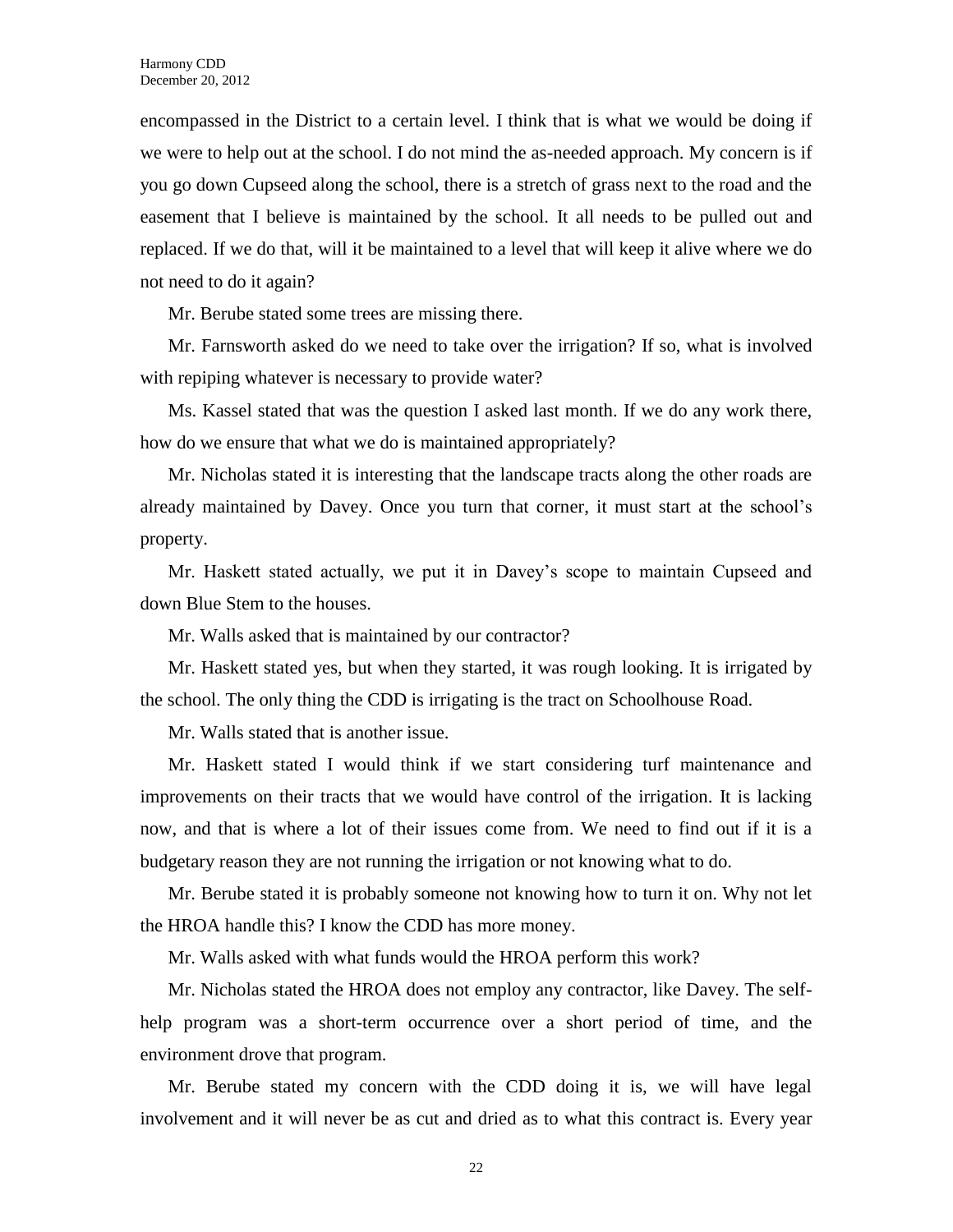encompassed in the District to a certain level. I think that is what we would be doing if we were to help out at the school. I do not mind the as-needed approach. My concern is if you go down Cupseed along the school, there is a stretch of grass next to the road and the easement that I believe is maintained by the school. It all needs to be pulled out and replaced. If we do that, will it be maintained to a level that will keep it alive where we do not need to do it again?

Mr. Berube stated some trees are missing there.

Mr. Farnsworth asked do we need to take over the irrigation? If so, what is involved with repiping whatever is necessary to provide water?

Ms. Kassel stated that was the question I asked last month. If we do any work there, how do we ensure that what we do is maintained appropriately?

Mr. Nicholas stated it is interesting that the landscape tracts along the other roads are already maintained by Davey. Once you turn that corner, it must start at the school's property.

Mr. Haskett stated actually, we put it in Davey's scope to maintain Cupseed and down Blue Stem to the houses.

Mr. Walls asked that is maintained by our contractor?

Mr. Haskett stated yes, but when they started, it was rough looking. It is irrigated by the school. The only thing the CDD is irrigating is the tract on Schoolhouse Road.

Mr. Walls stated that is another issue.

Mr. Haskett stated I would think if we start considering turf maintenance and improvements on their tracts that we would have control of the irrigation. It is lacking now, and that is where a lot of their issues come from. We need to find out if it is a budgetary reason they are not running the irrigation or not knowing what to do.

Mr. Berube stated it is probably someone not knowing how to turn it on. Why not let the HROA handle this? I know the CDD has more money.

Mr. Walls asked with what funds would the HROA perform this work?

Mr. Nicholas stated the HROA does not employ any contractor, like Davey. The self-help program was a short-term occurrence over a short period of time, and the environment drove that program.

Mr. Berube stated my concern with the CDD doing it is, we will have legal involvement and it will never be as cut and dried as to what this contract is. Every year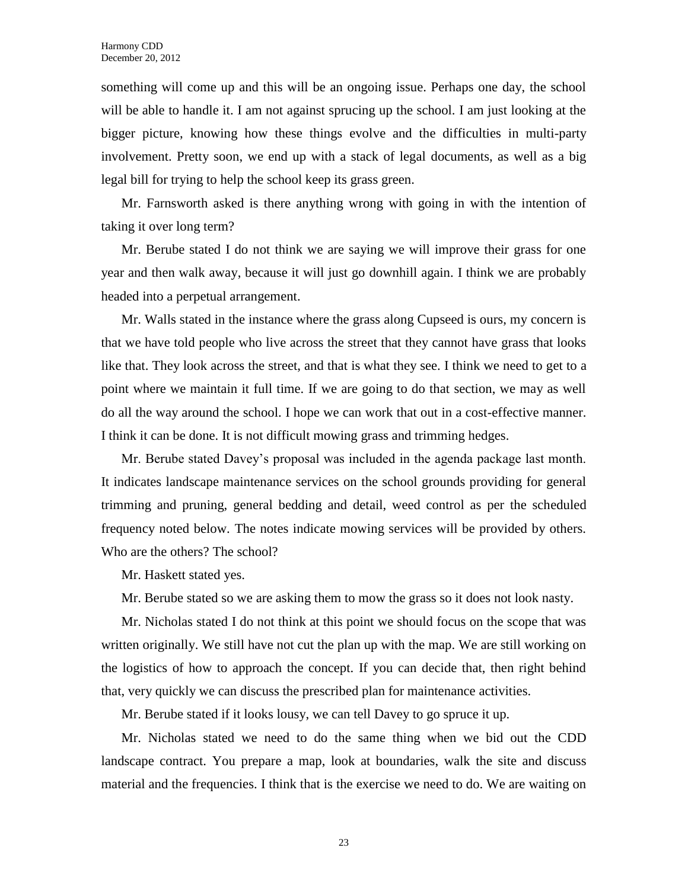something will come up and this will be an ongoing issue. Perhaps one day, the school will be able to handle it. I am not against sprucing up the school. I am just looking at the bigger picture, knowing how these things evolve and the difficulties in multi-party involvement. Pretty soon, we end up with a stack of legal documents, as well as a big legal bill for trying to help the school keep its grass green.

Mr. Farnsworth asked is there anything wrong with going in with the intention of taking it over long term?

Mr. Berube stated I do not think we are saying we will improve their grass for one year and then walk away, because it will just go downhill again. I think we are probably headed into a perpetual arrangement.

Mr. Walls stated in the instance where the grass along Cupseed is ours, my concern is that we have told people who live across the street that they cannot have grass that looks like that. They look across the street, and that is what they see. I think we need to get to a point where we maintain it full time. If we are going to do that section, we may as well do all the way around the school. I hope we can work that out in a cost-effective manner. I think it can be done. It is not difficult mowing grass and trimming hedges.

Mr. Berube stated Davey's proposal was included in the agenda package last month. It indicates landscape maintenance services on the school grounds providing for general trimming and pruning, general bedding and detail, weed control as per the scheduled frequency noted below. The notes indicate mowing services will be provided by others. Who are the others? The school?

Mr. Haskett stated yes.

Mr. Berube stated so we are asking them to mow the grass so it does not look nasty.

Mr. Nicholas stated I do not think at this point we should focus on the scope that was written originally. We still have not cut the plan up with the map. We are still working on the logistics of how to approach the concept. If you can decide that, then right behind that, very quickly we can discuss the prescribed plan for maintenance activities.

Mr. Berube stated if it looks lousy, we can tell Davey to go spruce it up.

Mr. Nicholas stated we need to do the same thing when we bid out the CDD landscape contract. You prepare a map, look at boundaries, walk the site and discuss material and the frequencies. I think that is the exercise we need to do. We are waiting on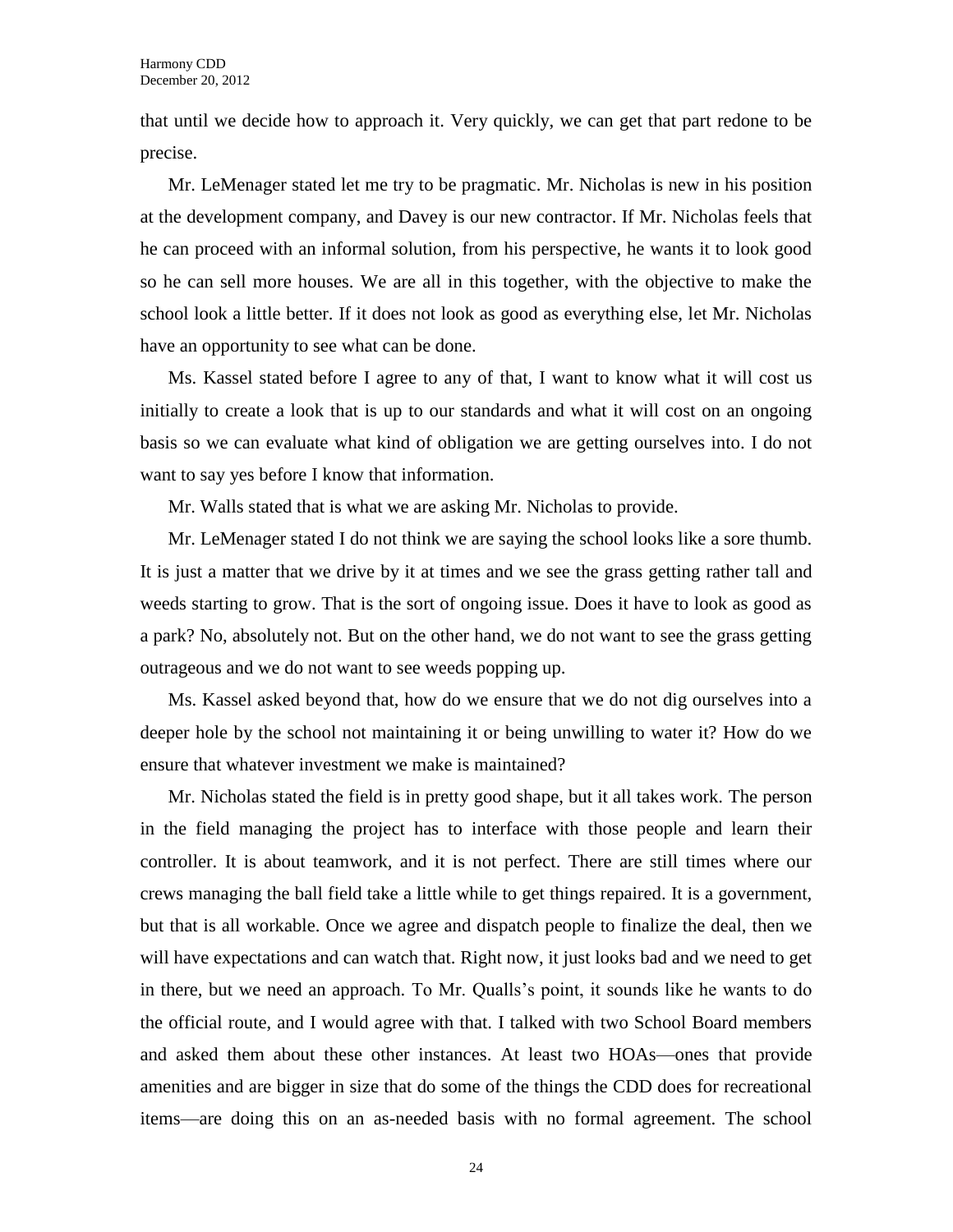that until we decide how to approach it. Very quickly, we can get that part redone to be precise.

Mr. LeMenager stated let me try to be pragmatic. Mr. Nicholas is new in his position at the development company, and Davey is our new contractor. If Mr. Nicholas feels that he can proceed with an informal solution, from his perspective, he wants it to look good so he can sell more houses. We are all in this together, with the objective to make the school look a little better. If it does not look as good as everything else, let Mr. Nicholas have an opportunity to see what can be done.

Ms. Kassel stated before I agree to any of that, I want to know what it will cost us initially to create a look that is up to our standards and what it will cost on an ongoing basis so we can evaluate what kind of obligation we are getting ourselves into. I do not want to say yes before I know that information.

Mr. Walls stated that is what we are asking Mr. Nicholas to provide.

Mr. LeMenager stated I do not think we are saying the school looks like a sore thumb. It is just a matter that we drive by it at times and we see the grass getting rather tall and weeds starting to grow. That is the sort of ongoing issue. Does it have to look as good as a park? No, absolutely not. But on the other hand, we do not want to see the grass getting outrageous and we do not want to see weeds popping up.

Ms. Kassel asked beyond that, how do we ensure that we do not dig ourselves into a deeper hole by the school not maintaining it or being unwilling to water it? How do we ensure that whatever investment we make is maintained?

Mr. Nicholas stated the field is in pretty good shape, but it all takes work. The person in the field managing the project has to interface with those people and learn their controller. It is about teamwork, and it is not perfect. There are still times where our crews managing the ball field take a little while to get things repaired. It is a government, but that is all workable. Once we agree and dispatch people to finalize the deal, then we will have expectations and can watch that. Right now, it just looks bad and we need to get in there, but we need an approach. To Mr. Qualls's point, it sounds like he wants to do the official route, and I would agree with that. I talked with two School Board members and asked them about these other instances. At least two HOAs—ones that provide amenities and are bigger in size that do some of the things the CDD does for recreational items—are doing this on an as-needed basis with no formal agreement. The school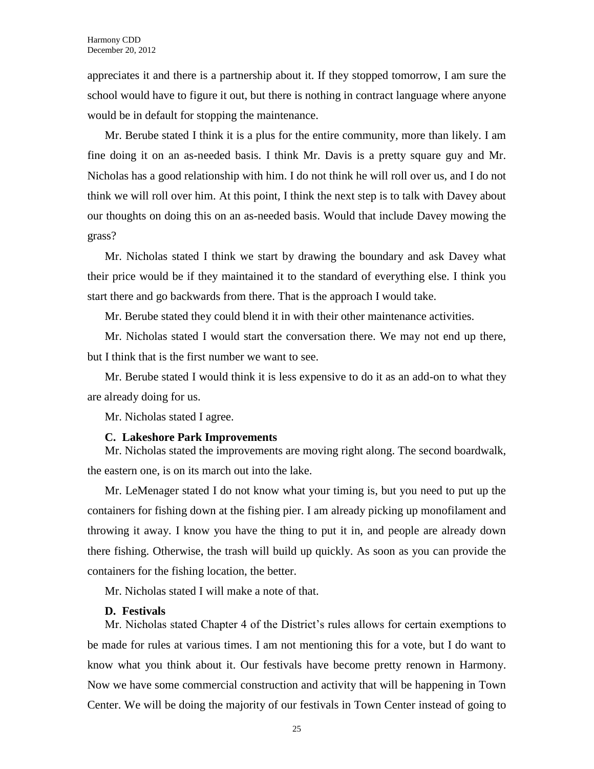appreciates it and there is a partnership about it. If they stopped tomorrow, I am sure the school would have to figure it out, but there is nothing in contract language where anyone would be in default for stopping the maintenance.

Mr. Berube stated I think it is a plus for the entire community, more than likely. I am fine doing it on an as-needed basis. I think Mr. Davis is a pretty square guy and Mr. Nicholas has a good relationship with him. I do not think he will roll over us, and I do not think we will roll over him. At this point, I think the next step is to talk with Davey about our thoughts on doing this on an as-needed basis. Would that include Davey mowing the grass?

Mr. Nicholas stated I think we start by drawing the boundary and ask Davey what their price would be if they maintained it to the standard of everything else. I think you start there and go backwards from there. That is the approach I would take.

Mr. Berube stated they could blend it in with their other maintenance activities.

Mr. Nicholas stated I would start the conversation there. We may not end up there, but I think that is the first number we want to see.

Mr. Berube stated I would think it is less expensive to do it as an add-on to what they are already doing for us.

Mr. Nicholas stated I agree.

**C. Lakeshore Park Improvements**

Mr. Nicholas stated the improvements are moving right along. The second boardwalk, the eastern one, is on its march out into the lake.

Mr. LeMenager stated I do not know what your timing is, but you need to put up the containers for fishing down at the fishing pier. I am already picking up monofilament and throwing it away. I know you have the thing to put it in, and people are already down there fishing. Otherwise, the trash will build up quickly. As soon as you can provide the containers for the fishing location, the better.

Mr. Nicholas stated I will make a note of that.

**D. Festivals**

Mr. Nicholas stated Chapter 4 of the District's rules allows for certain exemptions to be made for rules at various times. I am not mentioning this for a vote, but I do want to know what you think about it. Our festivals have become pretty renown in Harmony. Now we have some commercial construction and activity that will be happening in Town Center. We will be doing the majority of our festivals in Town Center instead of going to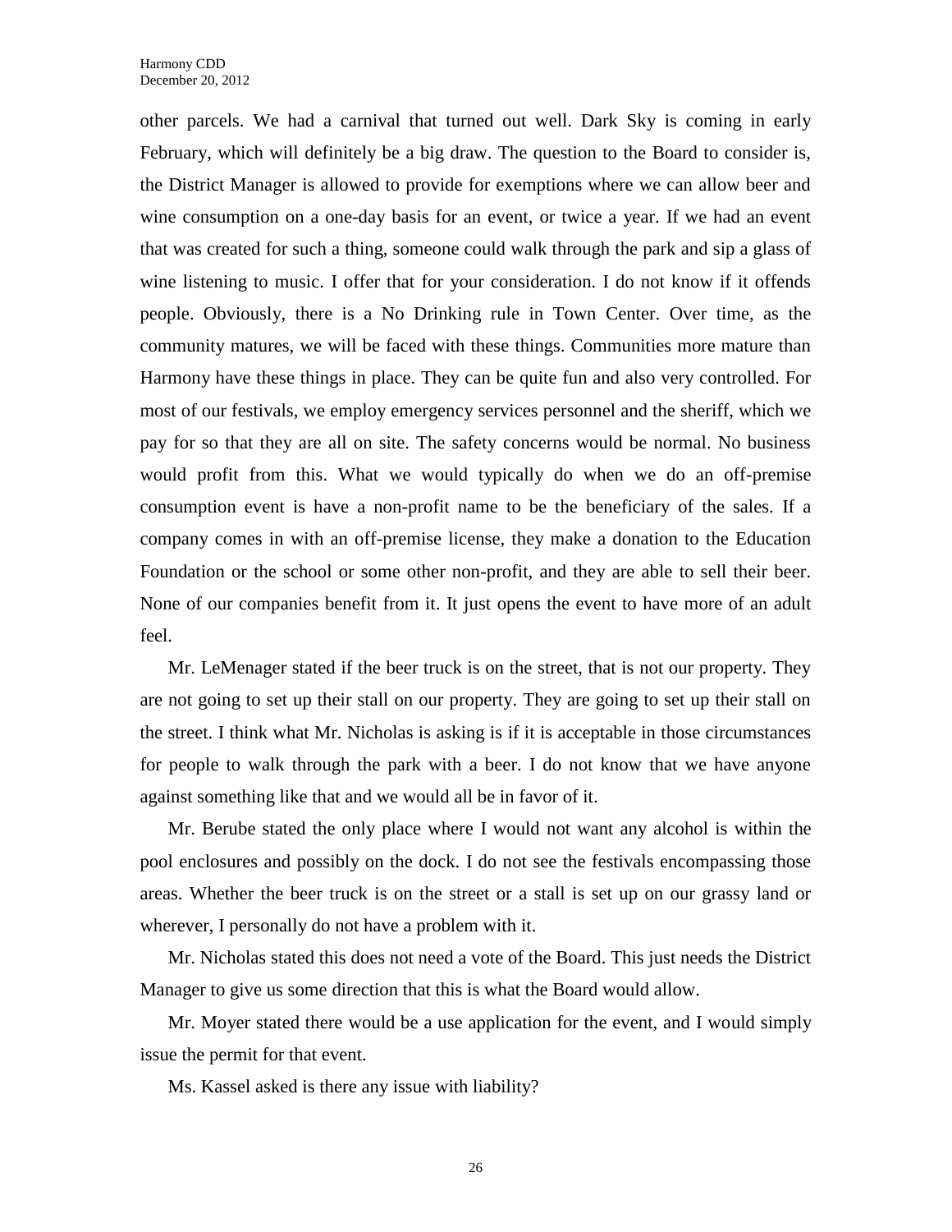other parcels. We had a carnival that turned out well. Dark Sky is coming in early February, which will definitely be a big draw. The question to the Board to consider is, the District Manager is allowed to provide for exemptions where we can allow beer and wine consumption on a one-day basis for an event, or twice a year. If we had an event that was created for such a thing, someone could walk through the park and sip a glass of wine listening to music. I offer that for your consideration. I do not know if it offends people. Obviously, there is a No Drinking rule in Town Center. Over time, as the community matures, we will be faced with these things. Communities more mature than Harmony have these things in place. They can be quite fun and also very controlled. For most of our festivals, we employ emergency services personnel and the sheriff, which we pay for so that they are all on site. The safety concerns would be normal. No business would profit from this. What we would typically do when we do an off-premise consumption event is have a non-profit name to be the beneficiary of the sales. If a company comes in with an off-premise license, they make a donation to the Education Foundation or the school or some other non-profit, and they are able to sell their beer. None of our companies benefit from it. It just opens the event to have more of an adult feel.

Mr. LeMenager stated if the beer truck is on the street, that is not our property. They are not going to set up their stall on our property. They are going to set up their stall on the street. I think what Mr. Nicholas is asking is if it is acceptable in those circumstances for people to walk through the park with a beer. I do not know that we have anyone against something like that and we would all be in favor of it.

Mr. Berube stated the only place where I would not want any alcohol is within the pool enclosures and possibly on the dock. I do not see the festivals encompassing those areas. Whether the beer truck is on the street or a stall is set up on our grassy land or wherever, I personally do not have a problem with it.

Mr. Nicholas stated this does not need a vote of the Board. This just needs the District Manager to give us some direction that this is what the Board would allow.

Mr. Moyer stated there would be a use application for the event, and I would simply issue the permit for that event.

Ms. Kassel asked is there any issue with liability?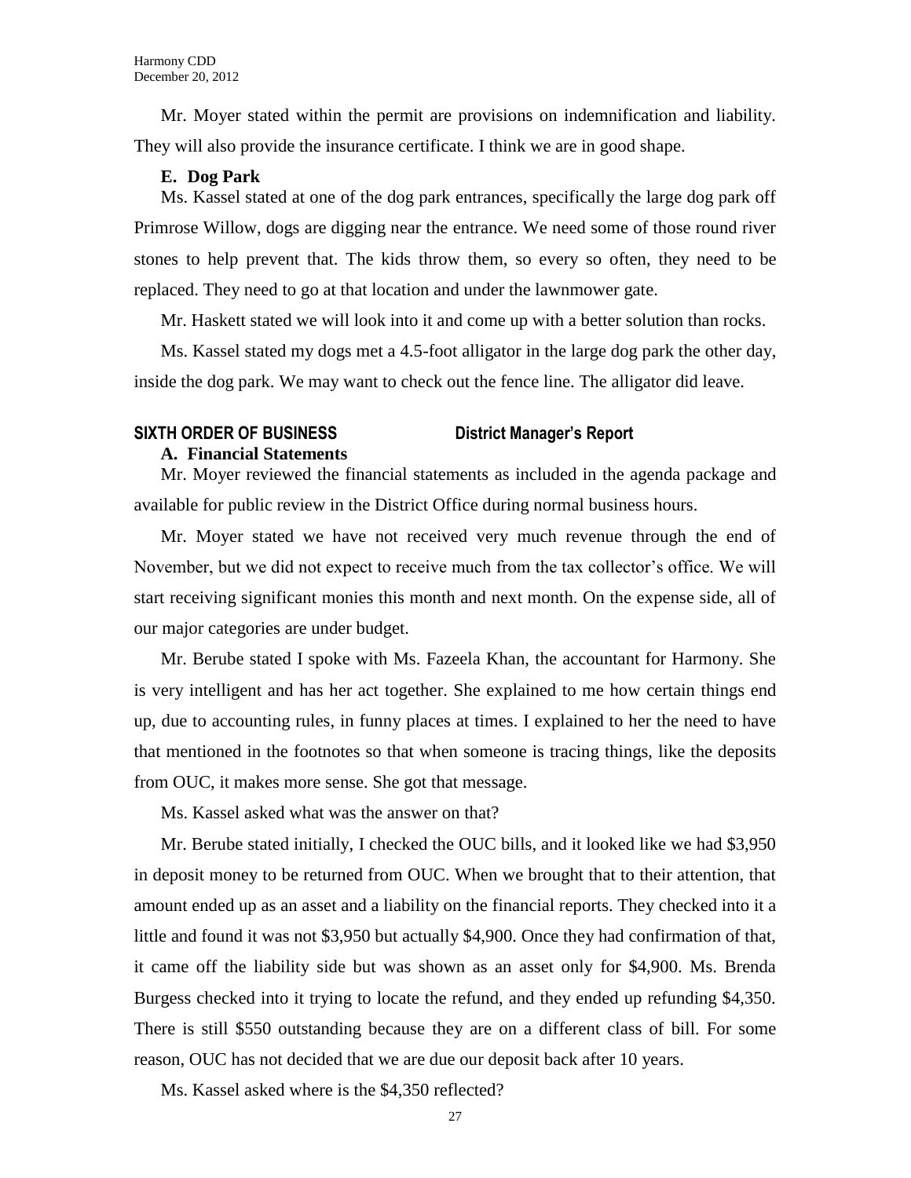Mr. Moyer stated within the permit are provisions on indemnification and liability. They will also provide the insurance certificate. I think we are in good shape.

**E. Dog Park**

Ms. Kassel stated at one of the dog park entrances, specifically the large dog park off Primrose Willow, dogs are digging near the entrance. We need some of those round river stones to help prevent that. The kids throw them, so every so often, they need to be replaced. They need to go at that location and under the lawnmower gate.

Mr. Haskett stated we will look into it and come up with a better solution than rocks.

Ms. Kassel stated my dogs met a 4.5-foot alligator in the large dog park the other day, inside the dog park. We may want to check out the fence line. The alligator did leave.

## SIXTH ORDER OF BUSINESS — District Manager's Report

**A. Financial Statements**

Mr. Moyer reviewed the financial statements as included in the agenda package and available for public review in the District Office during normal business hours.

Mr. Moyer stated we have not received very much revenue through the end of November, but we did not expect to receive much from the tax collector's office. We will start receiving significant monies this month and next month. On the expense side, all of our major categories are under budget.

Mr. Berube stated I spoke with Ms. Fazeela Khan, the accountant for Harmony. She is very intelligent and has her act together. She explained to me how certain things end up, due to accounting rules, in funny places at times. I explained to her the need to have that mentioned in the footnotes so that when someone is tracing things, like the deposits from OUC, it makes more sense. She got that message.

Ms. Kassel asked what was the answer on that?

Mr. Berube stated initially, I checked the OUC bills, and it looked like we had $3,950 in deposit money to be returned from OUC. When we brought that to their attention, that amount ended up as an asset and a liability on the financial reports. They checked into it a little and found it was not $3,950 but actually $4,900. Once they had confirmation of that, it came off the liability side but was shown as an asset only for $4,900. Ms. Brenda Burgess checked into it trying to locate the refund, and they ended up refunding $4,350. There is still $550 outstanding because they are on a different class of bill. For some reason, OUC has not decided that we are due our deposit back after 10 years.

Ms. Kassel asked where is the $4,350 reflected?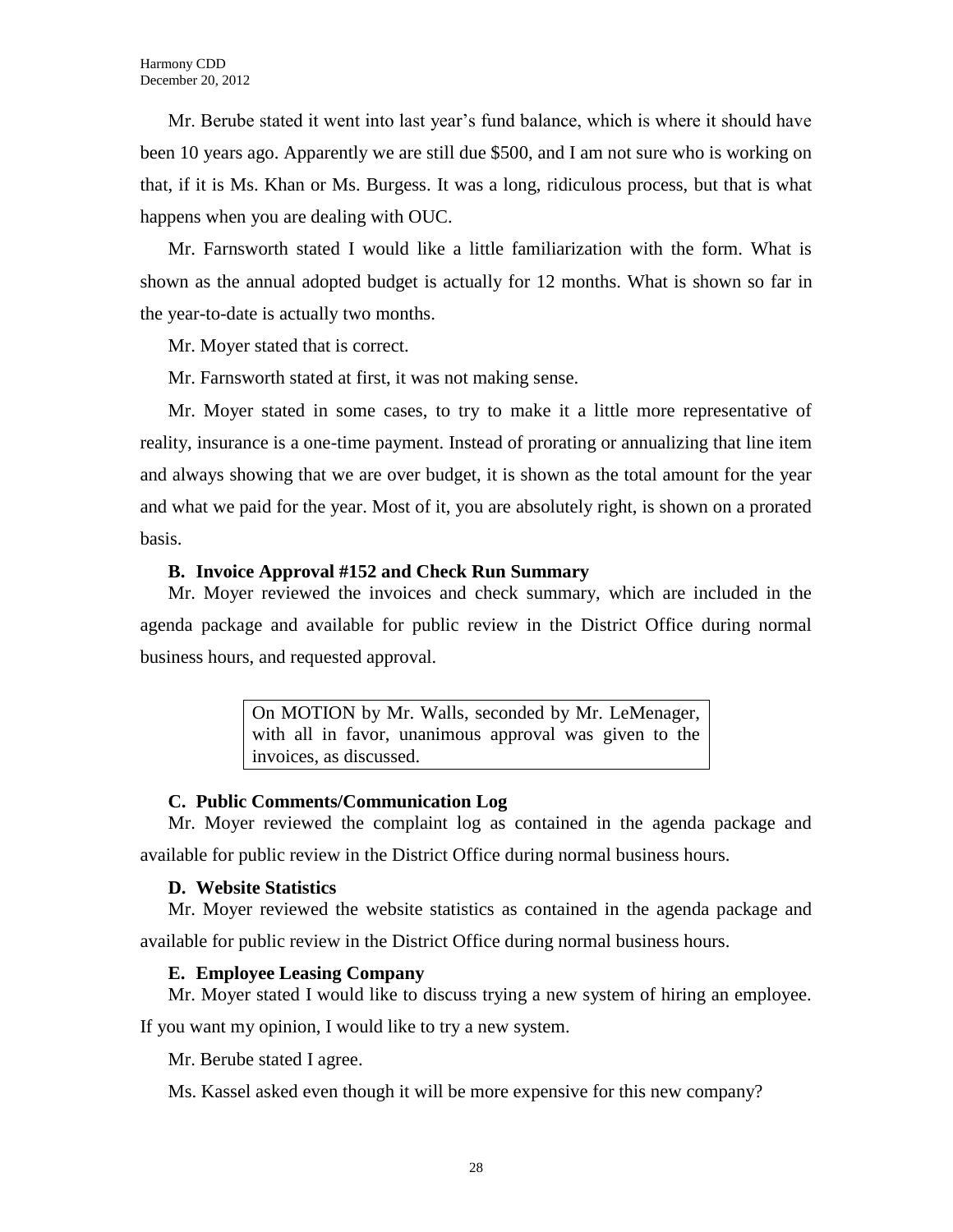Mr. Berube stated it went into last year's fund balance, which is where it should have been 10 years ago. Apparently we are still due $500, and I am not sure who is working on that, if it is Ms. Khan or Ms. Burgess. It was a long, ridiculous process, but that is what happens when you are dealing with OUC.

Mr. Farnsworth stated I would like a little familiarization with the form. What is shown as the annual adopted budget is actually for 12 months. What is shown so far in the year-to-date is actually two months.

Mr. Moyer stated that is correct.

Mr. Farnsworth stated at first, it was not making sense.

Mr. Moyer stated in some cases, to try to make it a little more representative of reality, insurance is a one-time payment. Instead of prorating or annualizing that line item and always showing that we are over budget, it is shown as the total amount for the year and what we paid for the year. Most of it, you are absolutely right, is shown on a prorated basis.

**B. Invoice Approval #152 and Check Run Summary**

Mr. Moyer reviewed the invoices and check summary, which are included in the agenda package and available for public review in the District Office during normal business hours, and requested approval.

> On MOTION by Mr. Walls, seconded by Mr. LeMenager, with all in favor, unanimous approval was given to the invoices, as discussed.

**C. Public Comments/Communication Log**

Mr. Moyer reviewed the complaint log as contained in the agenda package and available for public review in the District Office during normal business hours.

**D. Website Statistics**

Mr. Moyer reviewed the website statistics as contained in the agenda package and available for public review in the District Office during normal business hours.

**E. Employee Leasing Company**

Mr. Moyer stated I would like to discuss trying a new system of hiring an employee. If you want my opinion, I would like to try a new system.

Mr. Berube stated I agree.

Ms. Kassel asked even though it will be more expensive for this new company?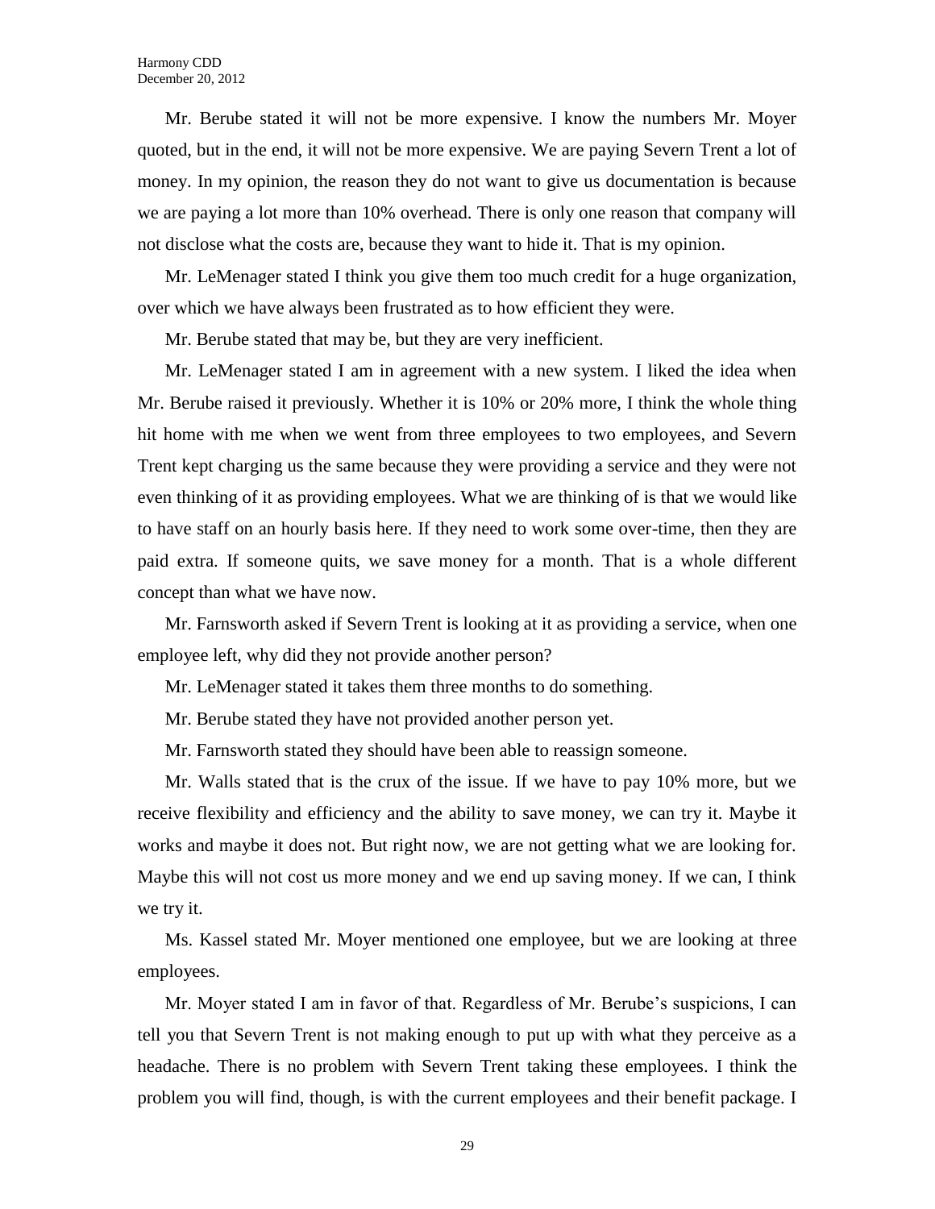Mr. Berube stated it will not be more expensive. I know the numbers Mr. Moyer quoted, but in the end, it will not be more expensive. We are paying Severn Trent a lot of money. In my opinion, the reason they do not want to give us documentation is because we are paying a lot more than 10% overhead. There is only one reason that company will not disclose what the costs are, because they want to hide it. That is my opinion.

Mr. LeMenager stated I think you give them too much credit for a huge organization, over which we have always been frustrated as to how efficient they were.

Mr. Berube stated that may be, but they are very inefficient.

Mr. LeMenager stated I am in agreement with a new system. I liked the idea when Mr. Berube raised it previously. Whether it is 10% or 20% more, I think the whole thing hit home with me when we went from three employees to two employees, and Severn Trent kept charging us the same because they were providing a service and they were not even thinking of it as providing employees. What we are thinking of is that we would like to have staff on an hourly basis here. If they need to work some over-time, then they are paid extra. If someone quits, we save money for a month. That is a whole different concept than what we have now.

Mr. Farnsworth asked if Severn Trent is looking at it as providing a service, when one employee left, why did they not provide another person?

Mr. LeMenager stated it takes them three months to do something.

Mr. Berube stated they have not provided another person yet.

Mr. Farnsworth stated they should have been able to reassign someone.

Mr. Walls stated that is the crux of the issue. If we have to pay 10% more, but we receive flexibility and efficiency and the ability to save money, we can try it. Maybe it works and maybe it does not. But right now, we are not getting what we are looking for. Maybe this will not cost us more money and we end up saving money. If we can, I think we try it.

Ms. Kassel stated Mr. Moyer mentioned one employee, but we are looking at three employees.

Mr. Moyer stated I am in favor of that. Regardless of Mr. Berube's suspicions, I can tell you that Severn Trent is not making enough to put up with what they perceive as a headache. There is no problem with Severn Trent taking these employees. I think the problem you will find, though, is with the current employees and their benefit package. I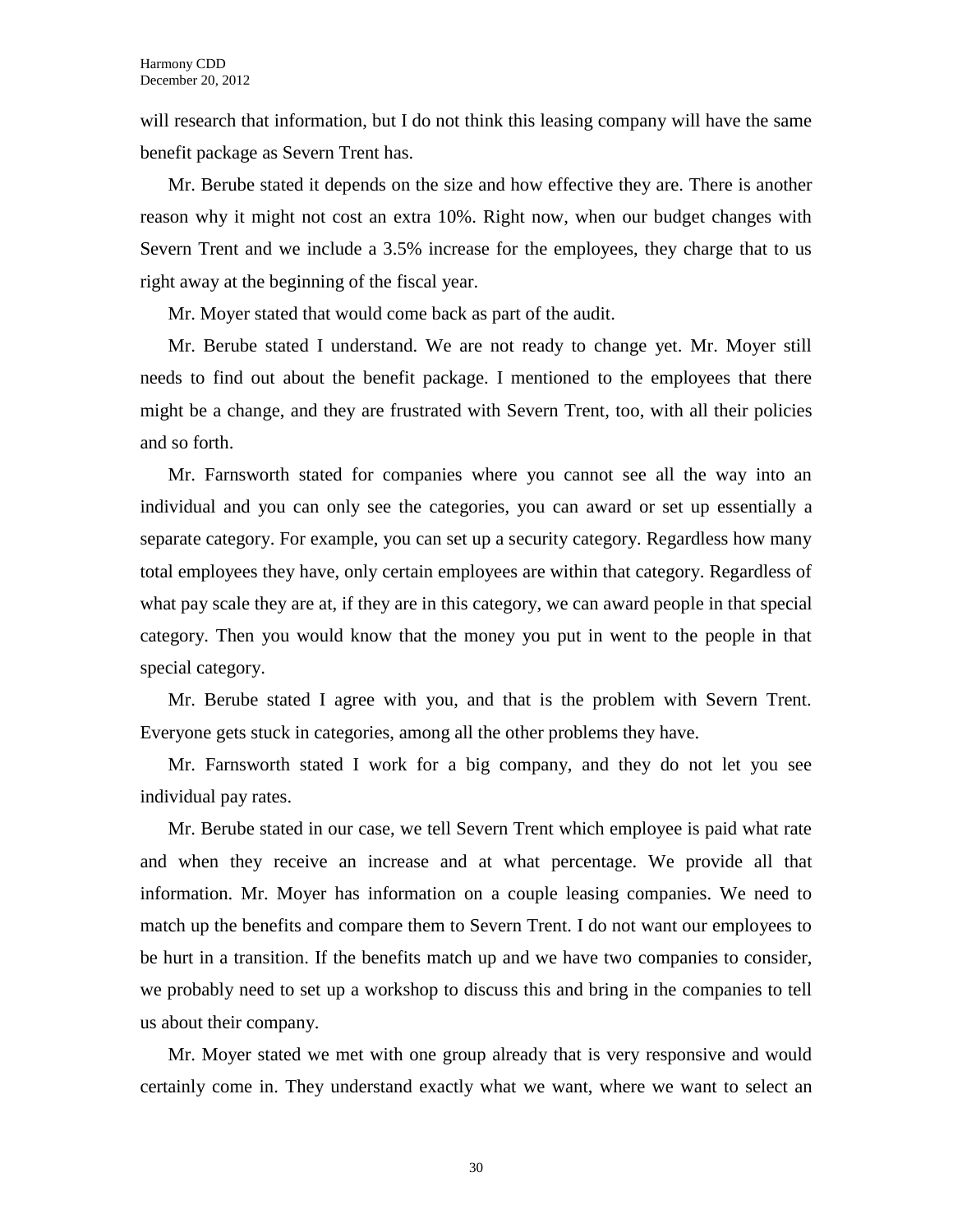will research that information, but I do not think this leasing company will have the same benefit package as Severn Trent has.

Mr. Berube stated it depends on the size and how effective they are. There is another reason why it might not cost an extra 10%. Right now, when our budget changes with Severn Trent and we include a 3.5% increase for the employees, they charge that to us right away at the beginning of the fiscal year.

Mr. Moyer stated that would come back as part of the audit.

Mr. Berube stated I understand. We are not ready to change yet. Mr. Moyer still needs to find out about the benefit package. I mentioned to the employees that there might be a change, and they are frustrated with Severn Trent, too, with all their policies and so forth.

Mr. Farnsworth stated for companies where you cannot see all the way into an individual and you can only see the categories, you can award or set up essentially a separate category. For example, you can set up a security category. Regardless how many total employees they have, only certain employees are within that category. Regardless of what pay scale they are at, if they are in this category, we can award people in that special category. Then you would know that the money you put in went to the people in that special category.

Mr. Berube stated I agree with you, and that is the problem with Severn Trent. Everyone gets stuck in categories, among all the other problems they have.

Mr. Farnsworth stated I work for a big company, and they do not let you see individual pay rates.

Mr. Berube stated in our case, we tell Severn Trent which employee is paid what rate and when they receive an increase and at what percentage. We provide all that information. Mr. Moyer has information on a couple leasing companies. We need to match up the benefits and compare them to Severn Trent. I do not want our employees to be hurt in a transition. If the benefits match up and we have two companies to consider, we probably need to set up a workshop to discuss this and bring in the companies to tell us about their company.

Mr. Moyer stated we met with one group already that is very responsive and would certainly come in. They understand exactly what we want, where we want to select an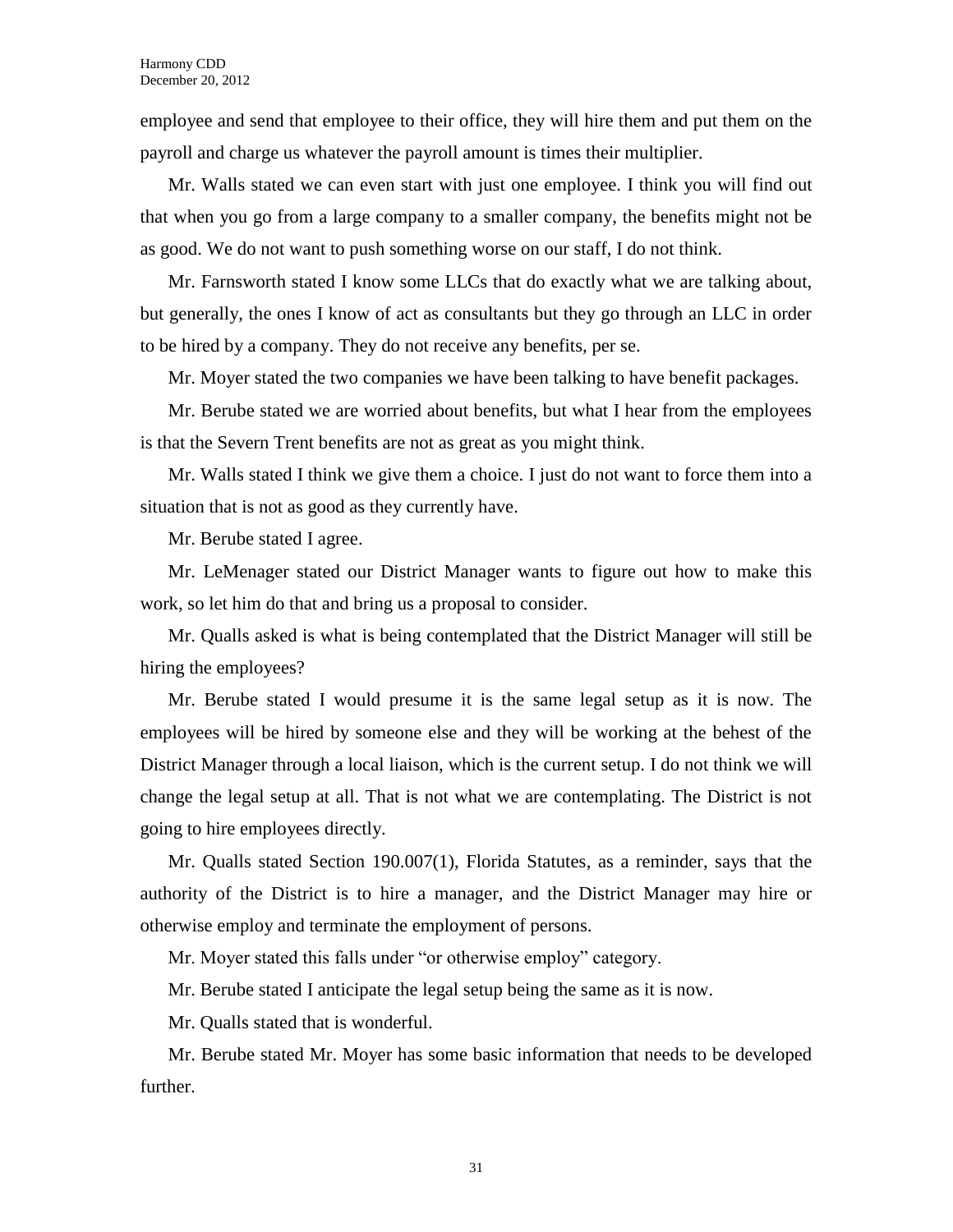employee and send that employee to their office, they will hire them and put them on the payroll and charge us whatever the payroll amount is times their multiplier.

Mr. Walls stated we can even start with just one employee. I think you will find out that when you go from a large company to a smaller company, the benefits might not be as good. We do not want to push something worse on our staff, I do not think.

Mr. Farnsworth stated I know some LLCs that do exactly what we are talking about, but generally, the ones I know of act as consultants but they go through an LLC in order to be hired by a company. They do not receive any benefits, per se.

Mr. Moyer stated the two companies we have been talking to have benefit packages.

Mr. Berube stated we are worried about benefits, but what I hear from the employees is that the Severn Trent benefits are not as great as you might think.

Mr. Walls stated I think we give them a choice. I just do not want to force them into a situation that is not as good as they currently have.

Mr. Berube stated I agree.

Mr. LeMenager stated our District Manager wants to figure out how to make this work, so let him do that and bring us a proposal to consider.

Mr. Qualls asked is what is being contemplated that the District Manager will still be hiring the employees?

Mr. Berube stated I would presume it is the same legal setup as it is now. The employees will be hired by someone else and they will be working at the behest of the District Manager through a local liaison, which is the current setup. I do not think we will change the legal setup at all. That is not what we are contemplating. The District is not going to hire employees directly.

Mr. Qualls stated Section 190.007(1), Florida Statutes, as a reminder, says that the authority of the District is to hire a manager, and the District Manager may hire or otherwise employ and terminate the employment of persons.

Mr. Moyer stated this falls under "or otherwise employ" category.

Mr. Berube stated I anticipate the legal setup being the same as it is now.

Mr. Qualls stated that is wonderful.

Mr. Berube stated Mr. Moyer has some basic information that needs to be developed further.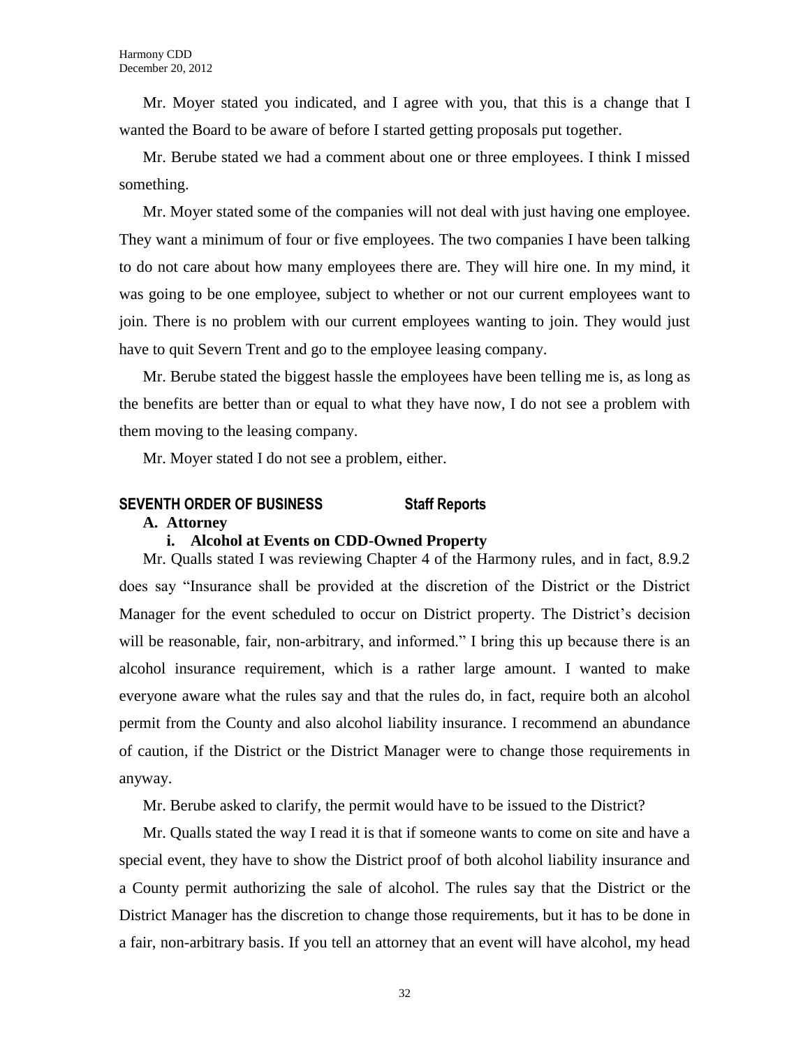Mr. Moyer stated you indicated, and I agree with you, that this is a change that I wanted the Board to be aware of before I started getting proposals put together.

Mr. Berube stated we had a comment about one or three employees. I think I missed something.

Mr. Moyer stated some of the companies will not deal with just having one employee. They want a minimum of four or five employees. The two companies I have been talking to do not care about how many employees there are. They will hire one. In my mind, it was going to be one employee, subject to whether or not our current employees want to join. There is no problem with our current employees wanting to join. They would just have to quit Severn Trent and go to the employee leasing company.

Mr. Berube stated the biggest hassle the employees have been telling me is, as long as the benefits are better than or equal to what they have now, I do not see a problem with them moving to the leasing company.

Mr. Moyer stated I do not see a problem, either.

## SEVENTH ORDER OF BUSINESS Staff Reports

### A. Attorney

#### i. Alcohol at Events on CDD-Owned Property

Mr. Qualls stated I was reviewing Chapter 4 of the Harmony rules, and in fact, 8.9.2 does say "Insurance shall be provided at the discretion of the District or the District Manager for the event scheduled to occur on District property. The District's decision will be reasonable, fair, non-arbitrary, and informed." I bring this up because there is an alcohol insurance requirement, which is a rather large amount. I wanted to make everyone aware what the rules say and that the rules do, in fact, require both an alcohol permit from the County and also alcohol liability insurance. I recommend an abundance of caution, if the District or the District Manager were to change those requirements in anyway.

Mr. Berube asked to clarify, the permit would have to be issued to the District?

Mr. Qualls stated the way I read it is that if someone wants to come on site and have a special event, they have to show the District proof of both alcohol liability insurance and a County permit authorizing the sale of alcohol. The rules say that the District or the District Manager has the discretion to change those requirements, but it has to be done in a fair, non-arbitrary basis. If you tell an attorney that an event will have alcohol, my head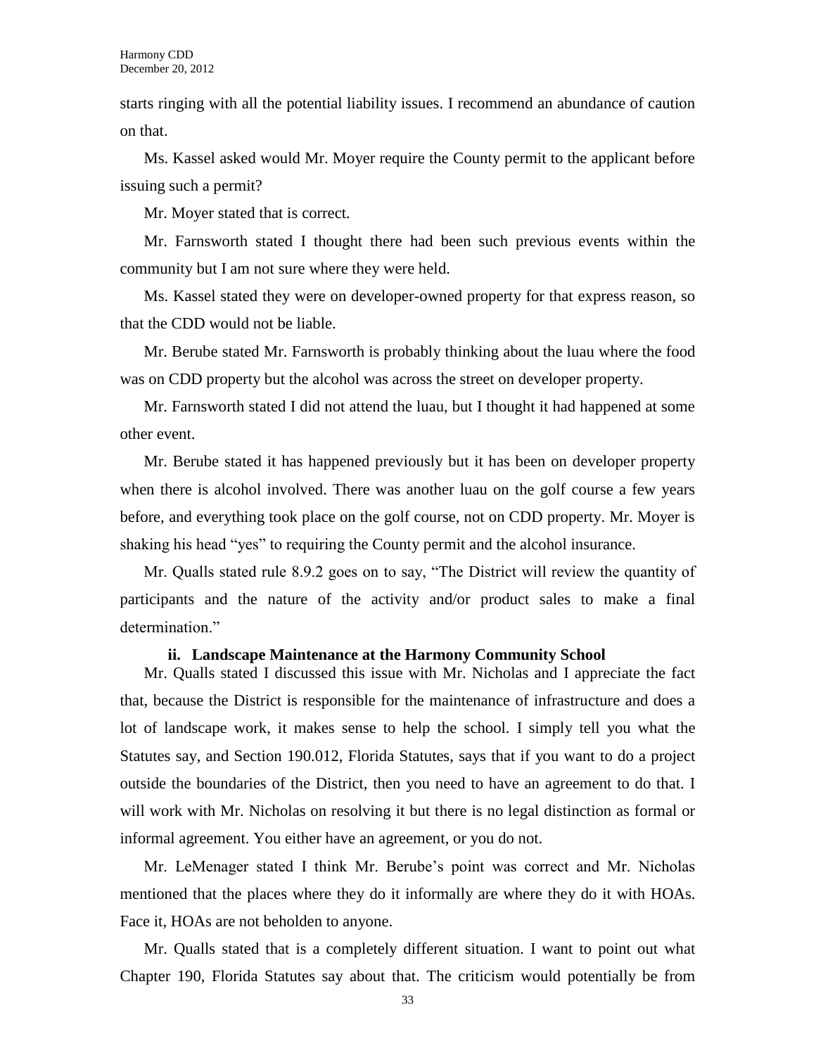starts ringing with all the potential liability issues. I recommend an abundance of caution on that.

Ms. Kassel asked would Mr. Moyer require the County permit to the applicant before issuing such a permit?

Mr. Moyer stated that is correct.

Mr. Farnsworth stated I thought there had been such previous events within the community but I am not sure where they were held.

Ms. Kassel stated they were on developer-owned property for that express reason, so that the CDD would not be liable.

Mr. Berube stated Mr. Farnsworth is probably thinking about the luau where the food was on CDD property but the alcohol was across the street on developer property.

Mr. Farnsworth stated I did not attend the luau, but I thought it had happened at some other event.

Mr. Berube stated it has happened previously but it has been on developer property when there is alcohol involved. There was another luau on the golf course a few years before, and everything took place on the golf course, not on CDD property. Mr. Moyer is shaking his head "yes" to requiring the County permit and the alcohol insurance.

Mr. Qualls stated rule 8.9.2 goes on to say, "The District will review the quantity of participants and the nature of the activity and/or product sales to make a final determination."

**ii. Landscape Maintenance at the Harmony Community School**

Mr. Qualls stated I discussed this issue with Mr. Nicholas and I appreciate the fact that, because the District is responsible for the maintenance of infrastructure and does a lot of landscape work, it makes sense to help the school. I simply tell you what the Statutes say, and Section 190.012, Florida Statutes, says that if you want to do a project outside the boundaries of the District, then you need to have an agreement to do that. I will work with Mr. Nicholas on resolving it but there is no legal distinction as formal or informal agreement. You either have an agreement, or you do not.

Mr. LeMenager stated I think Mr. Berube's point was correct and Mr. Nicholas mentioned that the places where they do it informally are where they do it with HOAs. Face it, HOAs are not beholden to anyone.

Mr. Qualls stated that is a completely different situation. I want to point out what Chapter 190, Florida Statutes say about that. The criticism would potentially be from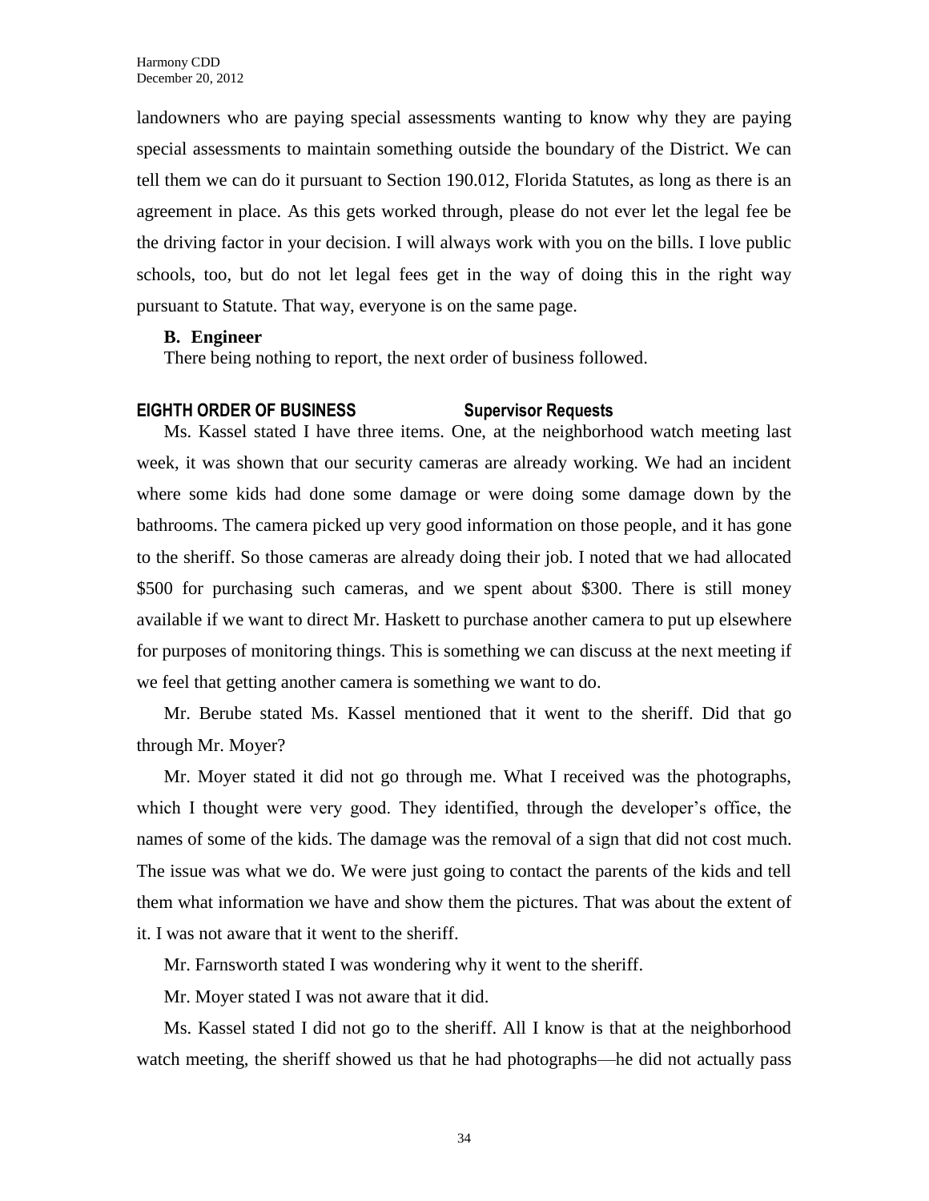landowners who are paying special assessments wanting to know why they are paying special assessments to maintain something outside the boundary of the District. We can tell them we can do it pursuant to Section 190.012, Florida Statutes, as long as there is an agreement in place. As this gets worked through, please do not ever let the legal fee be the driving factor in your decision. I will always work with you on the bills. I love public schools, too, but do not let legal fees get in the way of doing this in the right way pursuant to Statute. That way, everyone is on the same page.

**B. Engineer**

There being nothing to report, the next order of business followed.

## EIGHTH ORDER OF BUSINESS    Supervisor Requests

Ms. Kassel stated I have three items. One, at the neighborhood watch meeting last week, it was shown that our security cameras are already working. We had an incident where some kids had done some damage or were doing some damage down by the bathrooms. The camera picked up very good information on those people, and it has gone to the sheriff. So those cameras are already doing their job. I noted that we had allocated $500 for purchasing such cameras, and we spent about $300. There is still money available if we want to direct Mr. Haskett to purchase another camera to put up elsewhere for purposes of monitoring things. This is something we can discuss at the next meeting if we feel that getting another camera is something we want to do.

Mr. Berube stated Ms. Kassel mentioned that it went to the sheriff. Did that go through Mr. Moyer?

Mr. Moyer stated it did not go through me. What I received was the photographs, which I thought were very good. They identified, through the developer's office, the names of some of the kids. The damage was the removal of a sign that did not cost much. The issue was what we do. We were just going to contact the parents of the kids and tell them what information we have and show them the pictures. That was about the extent of it. I was not aware that it went to the sheriff.

Mr. Farnsworth stated I was wondering why it went to the sheriff.

Mr. Moyer stated I was not aware that it did.

Ms. Kassel stated I did not go to the sheriff. All I know is that at the neighborhood watch meeting, the sheriff showed us that he had photographs—he did not actually pass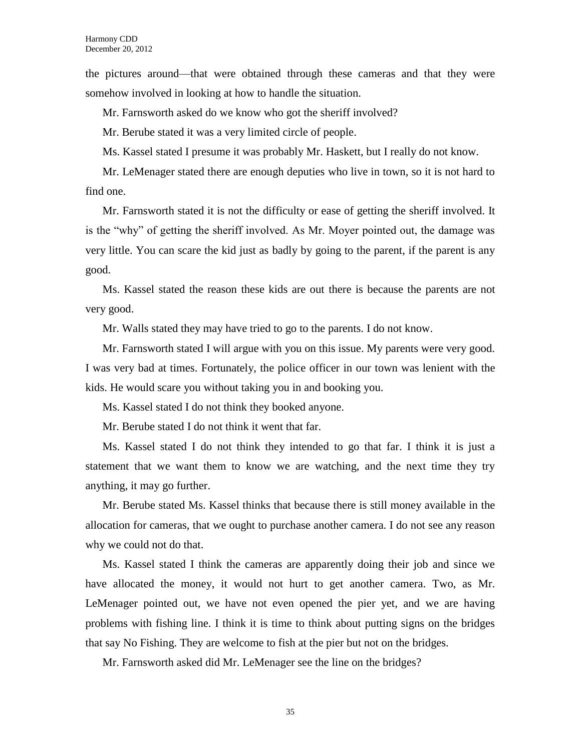the pictures around—that were obtained through these cameras and that they were somehow involved in looking at how to handle the situation.

Mr. Farnsworth asked do we know who got the sheriff involved?

Mr. Berube stated it was a very limited circle of people.

Ms. Kassel stated I presume it was probably Mr. Haskett, but I really do not know.

Mr. LeMenager stated there are enough deputies who live in town, so it is not hard to find one.

Mr. Farnsworth stated it is not the difficulty or ease of getting the sheriff involved. It is the "why" of getting the sheriff involved. As Mr. Moyer pointed out, the damage was very little. You can scare the kid just as badly by going to the parent, if the parent is any good.

Ms. Kassel stated the reason these kids are out there is because the parents are not very good.

Mr. Walls stated they may have tried to go to the parents. I do not know.

Mr. Farnsworth stated I will argue with you on this issue. My parents were very good. I was very bad at times. Fortunately, the police officer in our town was lenient with the kids. He would scare you without taking you in and booking you.

Ms. Kassel stated I do not think they booked anyone.

Mr. Berube stated I do not think it went that far.

Ms. Kassel stated I do not think they intended to go that far. I think it is just a statement that we want them to know we are watching, and the next time they try anything, it may go further.

Mr. Berube stated Ms. Kassel thinks that because there is still money available in the allocation for cameras, that we ought to purchase another camera. I do not see any reason why we could not do that.

Ms. Kassel stated I think the cameras are apparently doing their job and since we have allocated the money, it would not hurt to get another camera. Two, as Mr. LeMenager pointed out, we have not even opened the pier yet, and we are having problems with fishing line. I think it is time to think about putting signs on the bridges that say No Fishing. They are welcome to fish at the pier but not on the bridges.

Mr. Farnsworth asked did Mr. LeMenager see the line on the bridges?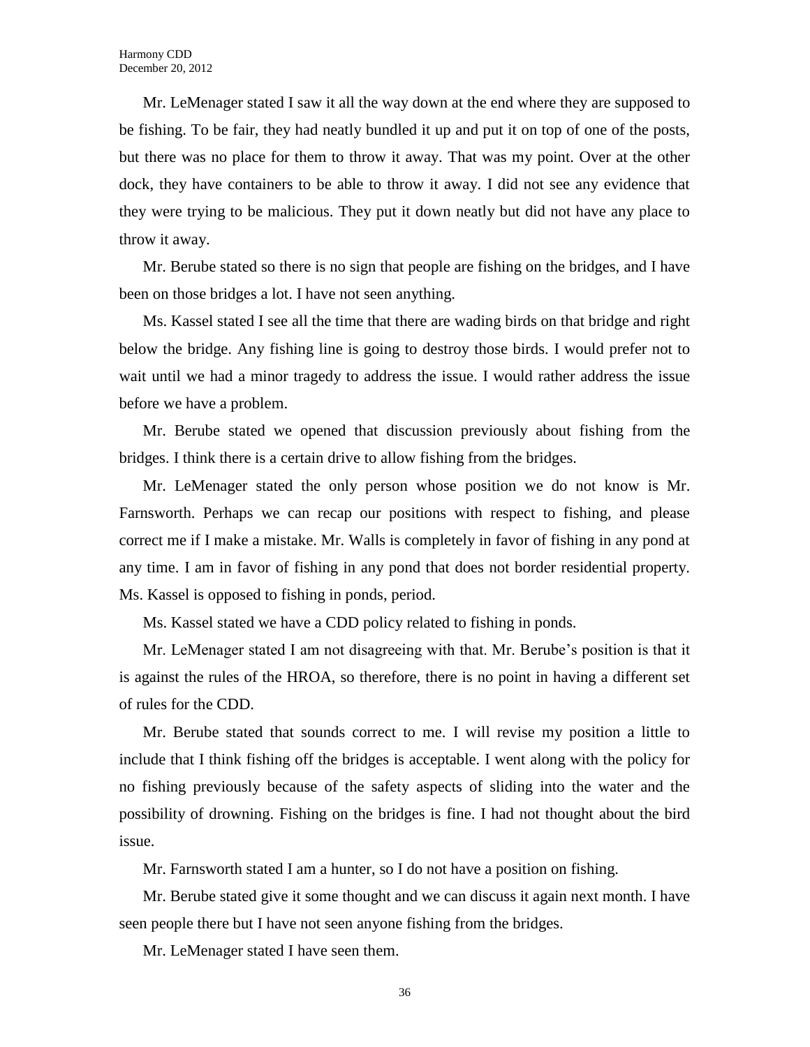Mr. LeMenager stated I saw it all the way down at the end where they are supposed to be fishing. To be fair, they had neatly bundled it up and put it on top of one of the posts, but there was no place for them to throw it away. That was my point. Over at the other dock, they have containers to be able to throw it away. I did not see any evidence that they were trying to be malicious. They put it down neatly but did not have any place to throw it away.

Mr. Berube stated so there is no sign that people are fishing on the bridges, and I have been on those bridges a lot. I have not seen anything.

Ms. Kassel stated I see all the time that there are wading birds on that bridge and right below the bridge. Any fishing line is going to destroy those birds. I would prefer not to wait until we had a minor tragedy to address the issue. I would rather address the issue before we have a problem.

Mr. Berube stated we opened that discussion previously about fishing from the bridges. I think there is a certain drive to allow fishing from the bridges.

Mr. LeMenager stated the only person whose position we do not know is Mr. Farnsworth. Perhaps we can recap our positions with respect to fishing, and please correct me if I make a mistake. Mr. Walls is completely in favor of fishing in any pond at any time. I am in favor of fishing in any pond that does not border residential property. Ms. Kassel is opposed to fishing in ponds, period.

Ms. Kassel stated we have a CDD policy related to fishing in ponds.

Mr. LeMenager stated I am not disagreeing with that. Mr. Berube's position is that it is against the rules of the HROA, so therefore, there is no point in having a different set of rules for the CDD.

Mr. Berube stated that sounds correct to me. I will revise my position a little to include that I think fishing off the bridges is acceptable. I went along with the policy for no fishing previously because of the safety aspects of sliding into the water and the possibility of drowning. Fishing on the bridges is fine. I had not thought about the bird issue.

Mr. Farnsworth stated I am a hunter, so I do not have a position on fishing.

Mr. Berube stated give it some thought and we can discuss it again next month. I have seen people there but I have not seen anyone fishing from the bridges.

Mr. LeMenager stated I have seen them.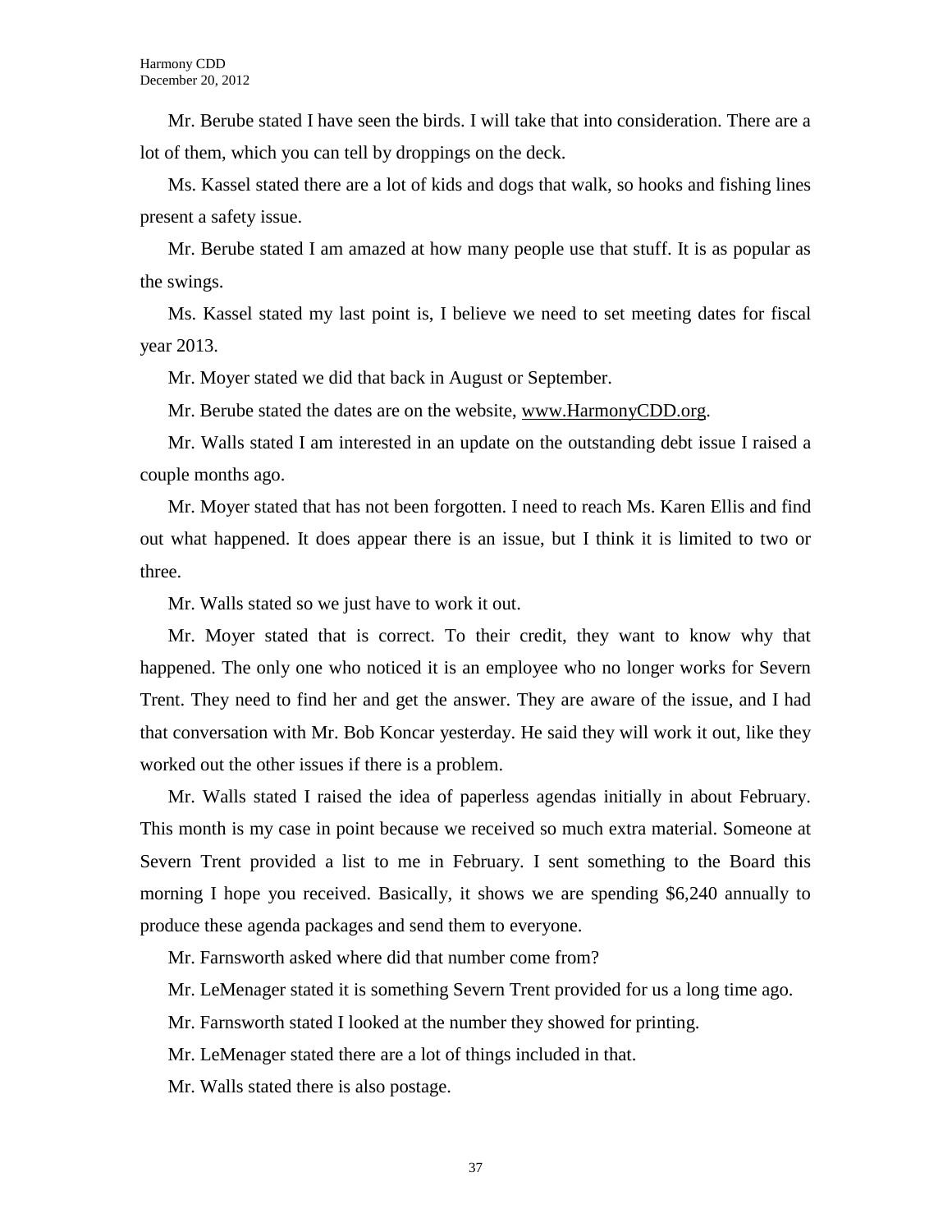Mr. Berube stated I have seen the birds. I will take that into consideration. There are a lot of them, which you can tell by droppings on the deck.

Ms. Kassel stated there are a lot of kids and dogs that walk, so hooks and fishing lines present a safety issue.

Mr. Berube stated I am amazed at how many people use that stuff. It is as popular as the swings.

Ms. Kassel stated my last point is, I believe we need to set meeting dates for fiscal year 2013.

Mr. Moyer stated we did that back in August or September.

Mr. Berube stated the dates are on the website, www.HarmonyCDD.org.

Mr. Walls stated I am interested in an update on the outstanding debt issue I raised a couple months ago.

Mr. Moyer stated that has not been forgotten. I need to reach Ms. Karen Ellis and find out what happened. It does appear there is an issue, but I think it is limited to two or three.

Mr. Walls stated so we just have to work it out.

Mr. Moyer stated that is correct. To their credit, they want to know why that happened. The only one who noticed it is an employee who no longer works for Severn Trent. They need to find her and get the answer. They are aware of the issue, and I had that conversation with Mr. Bob Koncar yesterday. He said they will work it out, like they worked out the other issues if there is a problem.

Mr. Walls stated I raised the idea of paperless agendas initially in about February. This month is my case in point because we received so much extra material. Someone at Severn Trent provided a list to me in February. I sent something to the Board this morning I hope you received. Basically, it shows we are spending $6,240 annually to produce these agenda packages and send them to everyone.

Mr. Farnsworth asked where did that number come from?

Mr. LeMenager stated it is something Severn Trent provided for us a long time ago.

Mr. Farnsworth stated I looked at the number they showed for printing.

Mr. LeMenager stated there are a lot of things included in that.

Mr. Walls stated there is also postage.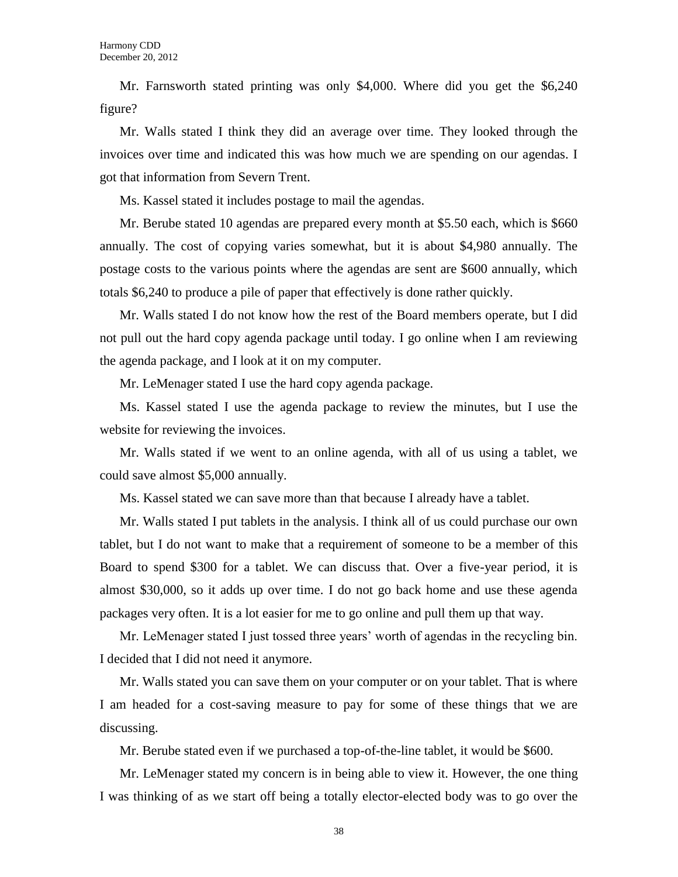Mr. Farnsworth stated printing was only $4,000. Where did you get the $6,240 figure?

Mr. Walls stated I think they did an average over time. They looked through the invoices over time and indicated this was how much we are spending on our agendas. I got that information from Severn Trent.

Ms. Kassel stated it includes postage to mail the agendas.

Mr. Berube stated 10 agendas are prepared every month at $5.50 each, which is $660 annually. The cost of copying varies somewhat, but it is about $4,980 annually. The postage costs to the various points where the agendas are sent are $600 annually, which totals $6,240 to produce a pile of paper that effectively is done rather quickly.

Mr. Walls stated I do not know how the rest of the Board members operate, but I did not pull out the hard copy agenda package until today. I go online when I am reviewing the agenda package, and I look at it on my computer.

Mr. LeMenager stated I use the hard copy agenda package.

Ms. Kassel stated I use the agenda package to review the minutes, but I use the website for reviewing the invoices.

Mr. Walls stated if we went to an online agenda, with all of us using a tablet, we could save almost $5,000 annually.

Ms. Kassel stated we can save more than that because I already have a tablet.

Mr. Walls stated I put tablets in the analysis. I think all of us could purchase our own tablet, but I do not want to make that a requirement of someone to be a member of this Board to spend $300 for a tablet. We can discuss that. Over a five-year period, it is almost $30,000, so it adds up over time. I do not go back home and use these agenda packages very often. It is a lot easier for me to go online and pull them up that way.

Mr. LeMenager stated I just tossed three years' worth of agendas in the recycling bin. I decided that I did not need it anymore.

Mr. Walls stated you can save them on your computer or on your tablet. That is where I am headed for a cost-saving measure to pay for some of these things that we are discussing.

Mr. Berube stated even if we purchased a top-of-the-line tablet, it would be $600.

Mr. LeMenager stated my concern is in being able to view it. However, the one thing I was thinking of as we start off being a totally elector-elected body was to go over the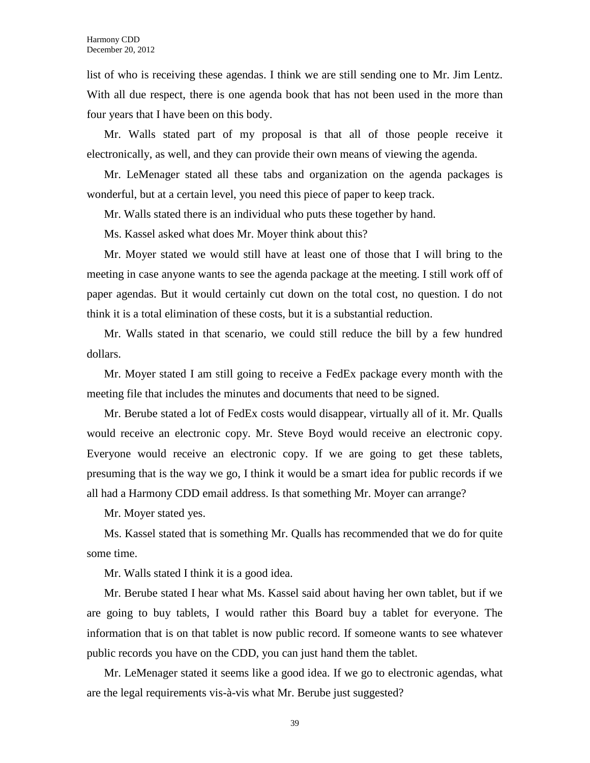list of who is receiving these agendas. I think we are still sending one to Mr. Jim Lentz. With all due respect, there is one agenda book that has not been used in the more than four years that I have been on this body.

Mr. Walls stated part of my proposal is that all of those people receive it electronically, as well, and they can provide their own means of viewing the agenda.

Mr. LeMenager stated all these tabs and organization on the agenda packages is wonderful, but at a certain level, you need this piece of paper to keep track.

Mr. Walls stated there is an individual who puts these together by hand.

Ms. Kassel asked what does Mr. Moyer think about this?

Mr. Moyer stated we would still have at least one of those that I will bring to the meeting in case anyone wants to see the agenda package at the meeting. I still work off of paper agendas. But it would certainly cut down on the total cost, no question. I do not think it is a total elimination of these costs, but it is a substantial reduction.

Mr. Walls stated in that scenario, we could still reduce the bill by a few hundred dollars.

Mr. Moyer stated I am still going to receive a FedEx package every month with the meeting file that includes the minutes and documents that need to be signed.

Mr. Berube stated a lot of FedEx costs would disappear, virtually all of it. Mr. Qualls would receive an electronic copy. Mr. Steve Boyd would receive an electronic copy. Everyone would receive an electronic copy. If we are going to get these tablets, presuming that is the way we go, I think it would be a smart idea for public records if we all had a Harmony CDD email address. Is that something Mr. Moyer can arrange?

Mr. Moyer stated yes.

Ms. Kassel stated that is something Mr. Qualls has recommended that we do for quite some time.

Mr. Walls stated I think it is a good idea.

Mr. Berube stated I hear what Ms. Kassel said about having her own tablet, but if we are going to buy tablets, I would rather this Board buy a tablet for everyone. The information that is on that tablet is now public record. If someone wants to see whatever public records you have on the CDD, you can just hand them the tablet.

Mr. LeMenager stated it seems like a good idea. If we go to electronic agendas, what are the legal requirements vis-à-vis what Mr. Berube just suggested?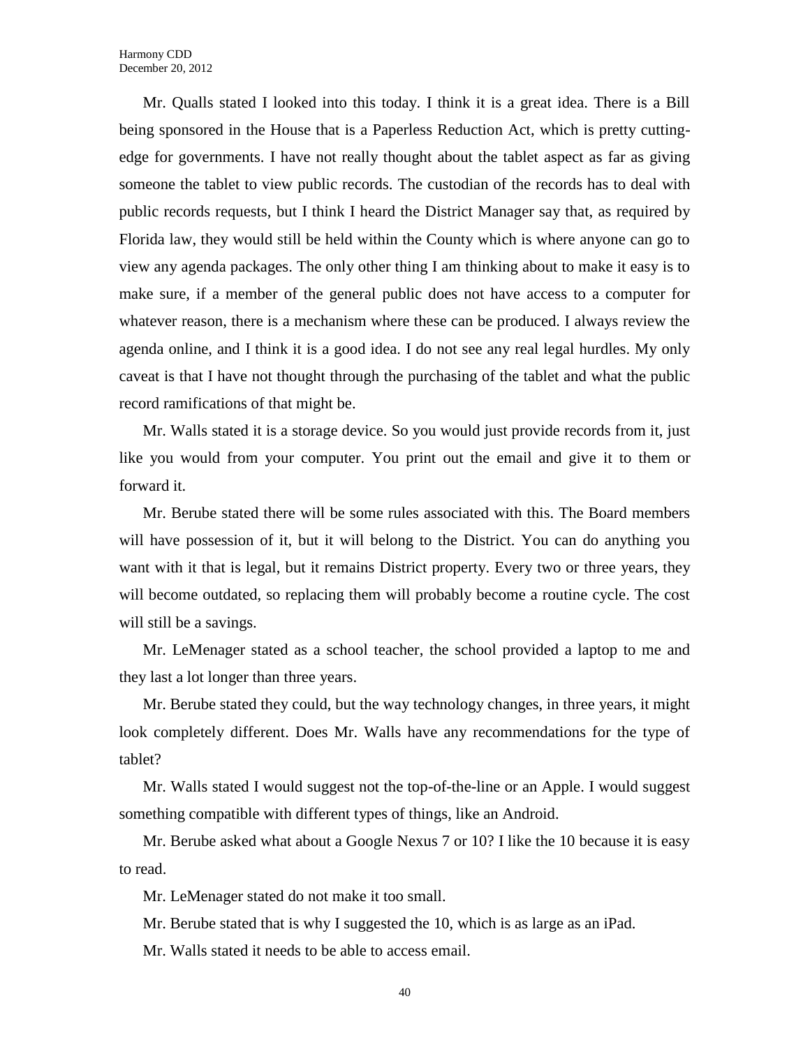Mr. Qualls stated I looked into this today. I think it is a great idea. There is a Bill being sponsored in the House that is a Paperless Reduction Act, which is pretty cutting-edge for governments. I have not really thought about the tablet aspect as far as giving someone the tablet to view public records. The custodian of the records has to deal with public records requests, but I think I heard the District Manager say that, as required by Florida law, they would still be held within the County which is where anyone can go to view any agenda packages. The only other thing I am thinking about to make it easy is to make sure, if a member of the general public does not have access to a computer for whatever reason, there is a mechanism where these can be produced. I always review the agenda online, and I think it is a good idea. I do not see any real legal hurdles. My only caveat is that I have not thought through the purchasing of the tablet and what the public record ramifications of that might be.

Mr. Walls stated it is a storage device. So you would just provide records from it, just like you would from your computer. You print out the email and give it to them or forward it.

Mr. Berube stated there will be some rules associated with this. The Board members will have possession of it, but it will belong to the District. You can do anything you want with it that is legal, but it remains District property. Every two or three years, they will become outdated, so replacing them will probably become a routine cycle. The cost will still be a savings.

Mr. LeMenager stated as a school teacher, the school provided a laptop to me and they last a lot longer than three years.

Mr. Berube stated they could, but the way technology changes, in three years, it might look completely different. Does Mr. Walls have any recommendations for the type of tablet?

Mr. Walls stated I would suggest not the top-of-the-line or an Apple. I would suggest something compatible with different types of things, like an Android.

Mr. Berube asked what about a Google Nexus 7 or 10? I like the 10 because it is easy to read.

Mr. LeMenager stated do not make it too small.

Mr. Berube stated that is why I suggested the 10, which is as large as an iPad.

Mr. Walls stated it needs to be able to access email.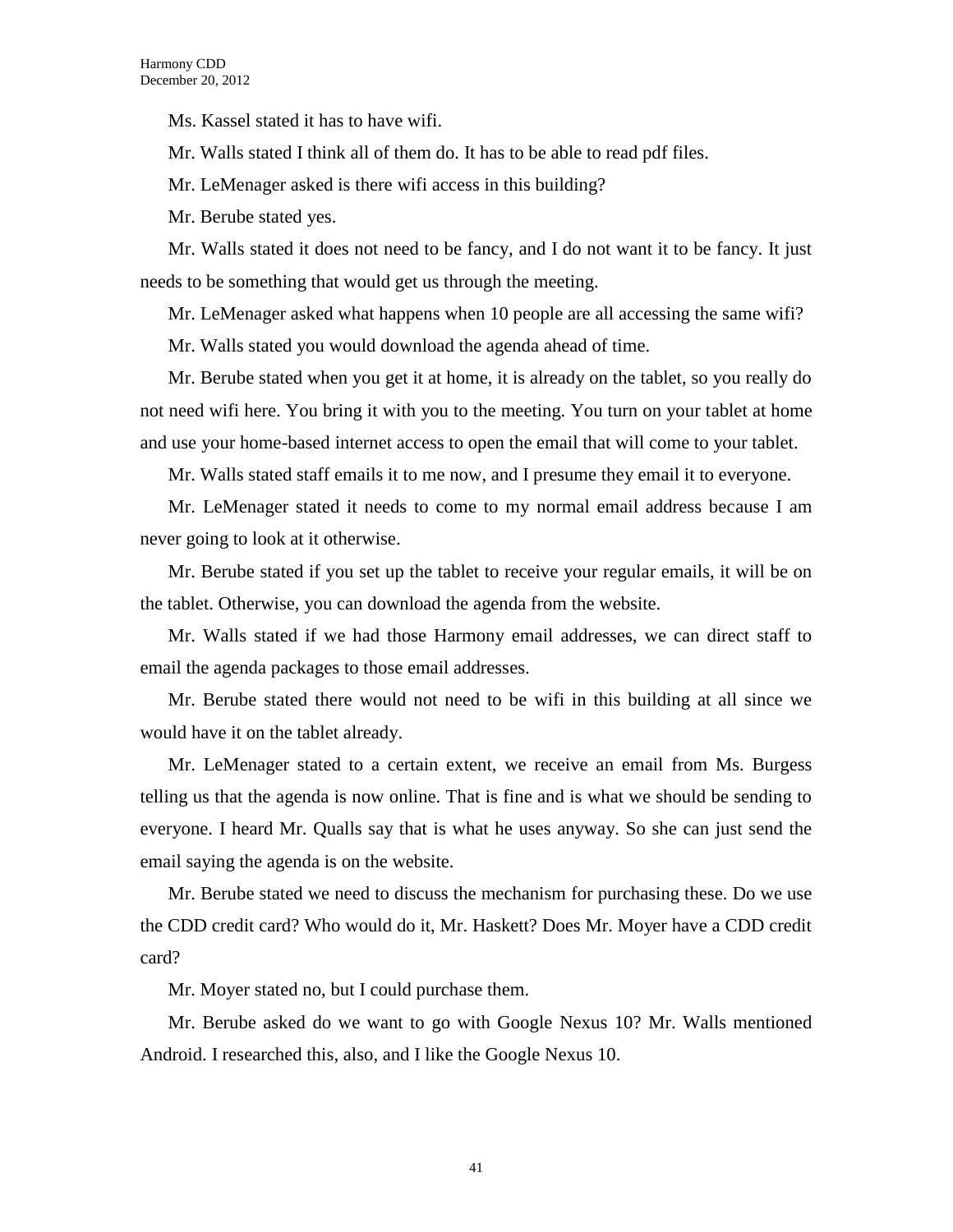Ms. Kassel stated it has to have wifi.

Mr. Walls stated I think all of them do. It has to be able to read pdf files.

Mr. LeMenager asked is there wifi access in this building?

Mr. Berube stated yes.

Mr. Walls stated it does not need to be fancy, and I do not want it to be fancy. It just needs to be something that would get us through the meeting.

Mr. LeMenager asked what happens when 10 people are all accessing the same wifi?

Mr. Walls stated you would download the agenda ahead of time.

Mr. Berube stated when you get it at home, it is already on the tablet, so you really do not need wifi here. You bring it with you to the meeting. You turn on your tablet at home and use your home-based internet access to open the email that will come to your tablet.

Mr. Walls stated staff emails it to me now, and I presume they email it to everyone.

Mr. LeMenager stated it needs to come to my normal email address because I am never going to look at it otherwise.

Mr. Berube stated if you set up the tablet to receive your regular emails, it will be on the tablet. Otherwise, you can download the agenda from the website.

Mr. Walls stated if we had those Harmony email addresses, we can direct staff to email the agenda packages to those email addresses.

Mr. Berube stated there would not need to be wifi in this building at all since we would have it on the tablet already.

Mr. LeMenager stated to a certain extent, we receive an email from Ms. Burgess telling us that the agenda is now online. That is fine and is what we should be sending to everyone. I heard Mr. Qualls say that is what he uses anyway. So she can just send the email saying the agenda is on the website.

Mr. Berube stated we need to discuss the mechanism for purchasing these. Do we use the CDD credit card? Who would do it, Mr. Haskett? Does Mr. Moyer have a CDD credit card?

Mr. Moyer stated no, but I could purchase them.

Mr. Berube asked do we want to go with Google Nexus 10? Mr. Walls mentioned Android. I researched this, also, and I like the Google Nexus 10.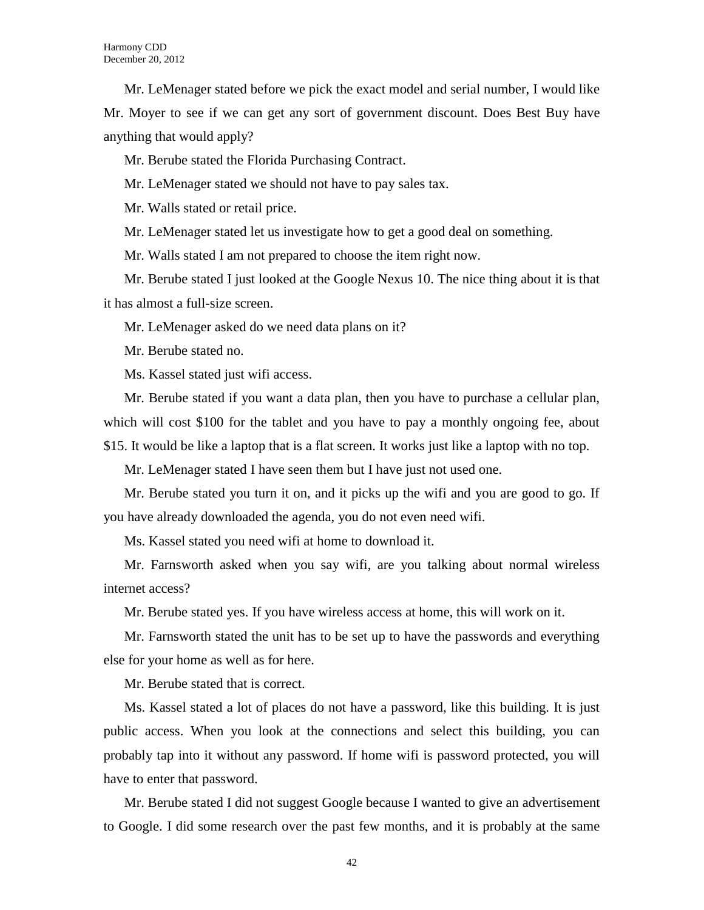Mr. LeMenager stated before we pick the exact model and serial number, I would like Mr. Moyer to see if we can get any sort of government discount. Does Best Buy have anything that would apply?

Mr. Berube stated the Florida Purchasing Contract.

Mr. LeMenager stated we should not have to pay sales tax.

Mr. Walls stated or retail price.

Mr. LeMenager stated let us investigate how to get a good deal on something.

Mr. Walls stated I am not prepared to choose the item right now.

Mr. Berube stated I just looked at the Google Nexus 10. The nice thing about it is that it has almost a full-size screen.

Mr. LeMenager asked do we need data plans on it?

Mr. Berube stated no.

Ms. Kassel stated just wifi access.

Mr. Berube stated if you want a data plan, then you have to purchase a cellular plan, which will cost $100 for the tablet and you have to pay a monthly ongoing fee, about $15. It would be like a laptop that is a flat screen. It works just like a laptop with no top.

Mr. LeMenager stated I have seen them but I have just not used one.

Mr. Berube stated you turn it on, and it picks up the wifi and you are good to go. If you have already downloaded the agenda, you do not even need wifi.

Ms. Kassel stated you need wifi at home to download it.

Mr. Farnsworth asked when you say wifi, are you talking about normal wireless internet access?

Mr. Berube stated yes. If you have wireless access at home, this will work on it.

Mr. Farnsworth stated the unit has to be set up to have the passwords and everything else for your home as well as for here.

Mr. Berube stated that is correct.

Ms. Kassel stated a lot of places do not have a password, like this building. It is just public access. When you look at the connections and select this building, you can probably tap into it without any password. If home wifi is password protected, you will have to enter that password.

Mr. Berube stated I did not suggest Google because I wanted to give an advertisement to Google. I did some research over the past few months, and it is probably at the same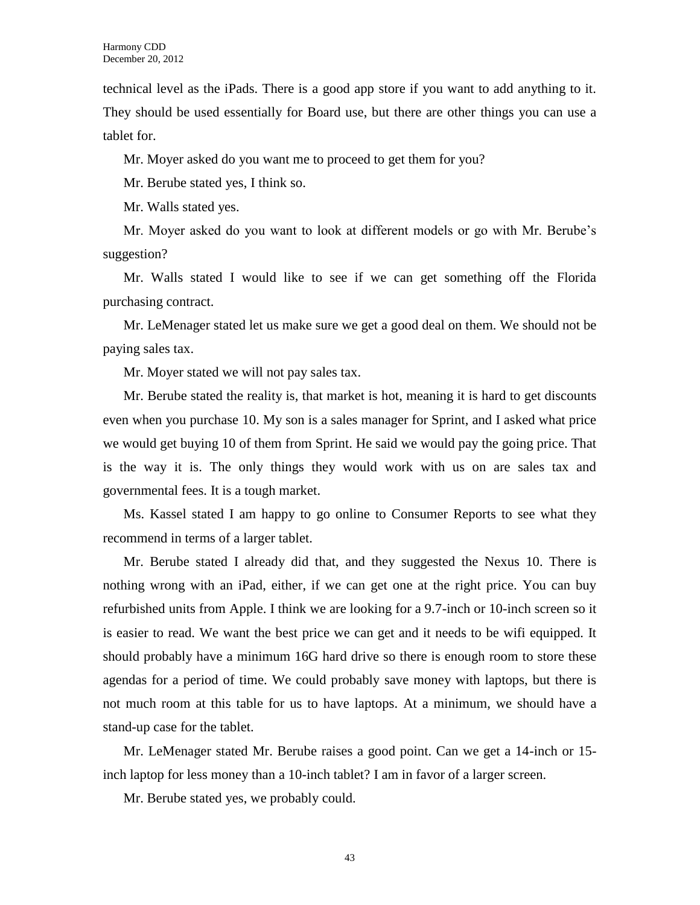technical level as the iPads. There is a good app store if you want to add anything to it. They should be used essentially for Board use, but there are other things you can use a tablet for.

Mr. Moyer asked do you want me to proceed to get them for you?

Mr. Berube stated yes, I think so.

Mr. Walls stated yes.

Mr. Moyer asked do you want to look at different models or go with Mr. Berube's suggestion?

Mr. Walls stated I would like to see if we can get something off the Florida purchasing contract.

Mr. LeMenager stated let us make sure we get a good deal on them. We should not be paying sales tax.

Mr. Moyer stated we will not pay sales tax.

Mr. Berube stated the reality is, that market is hot, meaning it is hard to get discounts even when you purchase 10. My son is a sales manager for Sprint, and I asked what price we would get buying 10 of them from Sprint. He said we would pay the going price. That is the way it is. The only things they would work with us on are sales tax and governmental fees. It is a tough market.

Ms. Kassel stated I am happy to go online to Consumer Reports to see what they recommend in terms of a larger tablet.

Mr. Berube stated I already did that, and they suggested the Nexus 10. There is nothing wrong with an iPad, either, if we can get one at the right price. You can buy refurbished units from Apple. I think we are looking for a 9.7-inch or 10-inch screen so it is easier to read. We want the best price we can get and it needs to be wifi equipped. It should probably have a minimum 16G hard drive so there is enough room to store these agendas for a period of time. We could probably save money with laptops, but there is not much room at this table for us to have laptops. At a minimum, we should have a stand-up case for the tablet.

Mr. LeMenager stated Mr. Berube raises a good point. Can we get a 14-inch or 15-inch laptop for less money than a 10-inch tablet? I am in favor of a larger screen.

Mr. Berube stated yes, we probably could.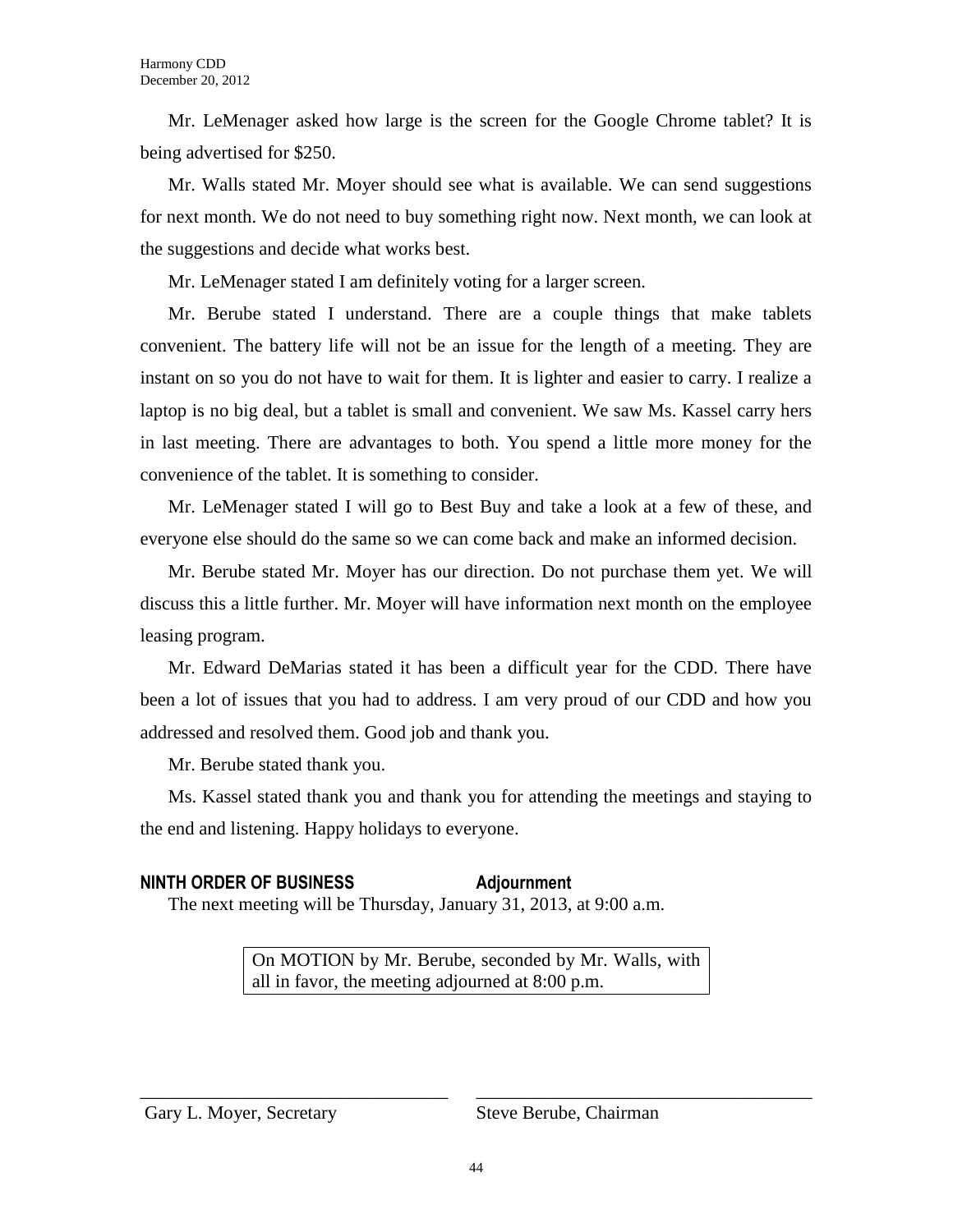Mr. LeMenager asked how large is the screen for the Google Chrome tablet? It is being advertised for $250.

Mr. Walls stated Mr. Moyer should see what is available. We can send suggestions for next month. We do not need to buy something right now. Next month, we can look at the suggestions and decide what works best.

Mr. LeMenager stated I am definitely voting for a larger screen.

Mr. Berube stated I understand. There are a couple things that make tablets convenient. The battery life will not be an issue for the length of a meeting. They are instant on so you do not have to wait for them. It is lighter and easier to carry. I realize a laptop is no big deal, but a tablet is small and convenient. We saw Ms. Kassel carry hers in last meeting. There are advantages to both. You spend a little more money for the convenience of the tablet. It is something to consider.

Mr. LeMenager stated I will go to Best Buy and take a look at a few of these, and everyone else should do the same so we can come back and make an informed decision.

Mr. Berube stated Mr. Moyer has our direction. Do not purchase them yet. We will discuss this a little further. Mr. Moyer will have information next month on the employee leasing program.

Mr. Edward DeMarias stated it has been a difficult year for the CDD. There have been a lot of issues that you had to address. I am very proud of our CDD and how you addressed and resolved them. Good job and thank you.

Mr. Berube stated thank you.

Ms. Kassel stated thank you and thank you for attending the meetings and staying to the end and listening. Happy holidays to everyone.

**NINTH ORDER OF BUSINESS** **Adjournment**

The next meeting will be Thursday, January 31, 2013, at 9:00 a.m.

On MOTION by Mr. Berube, seconded by Mr. Walls, with all in favor, the meeting adjourned at 8:00 p.m.

___________________________________ ___________________________________

Gary L. Moyer, Secretary Steve Berube, Chairman